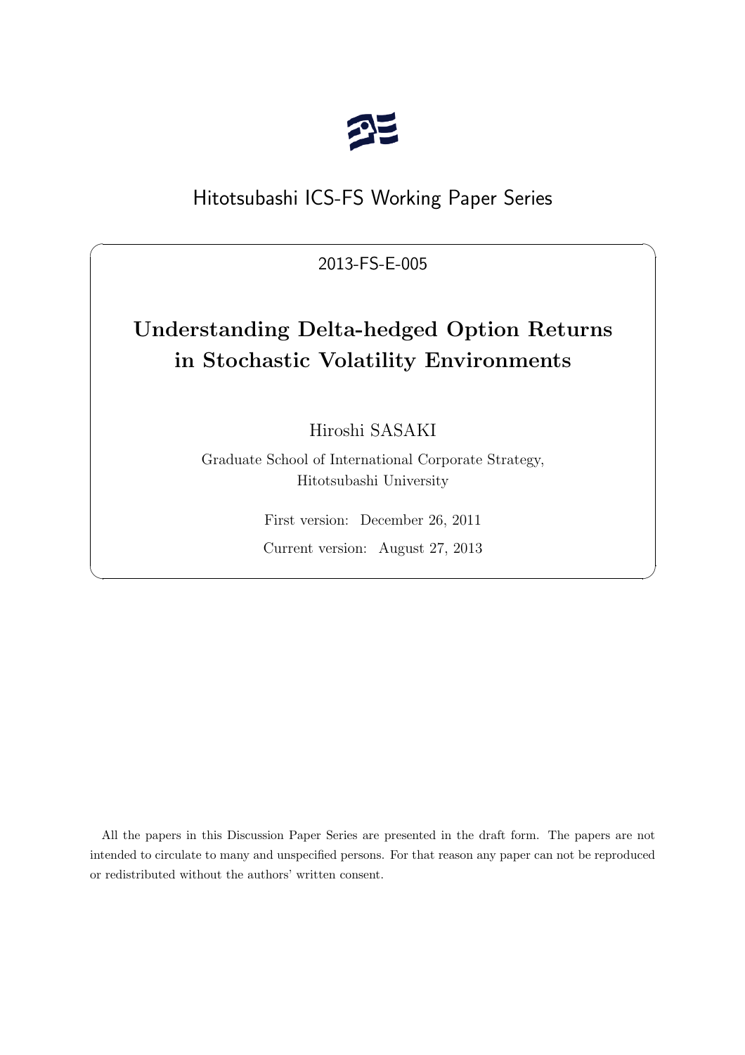Hitotsubashi ICS-FS Working Paper Series

2013-FS-E-005

# Understanding Delta-hedged Option Returns in Stochastic Volatility Environments

Hiroshi SASAKI

Graduate School of International Corporate Strategy, Hitotsubashi University

First version: December 26, 2011

Current version: August 27, 2013

All the papers in this Discussion Paper Series are presented in the draft form. The papers are not intended to circulate to many and unspecified persons. For that reason any paper can not be reproduced or redistributed without the authors' written consent.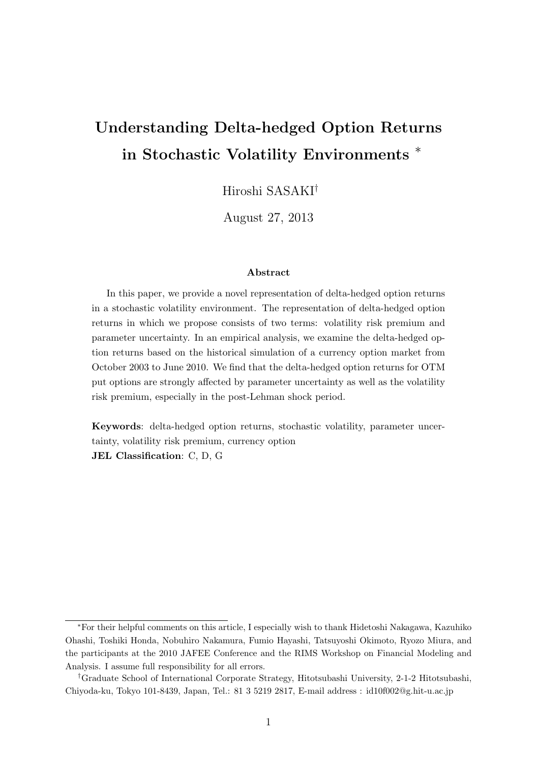# Understanding Delta-hedged Option Returns in Stochastic Volatility Environments *

Hiroshi SASAKI†

August 27, 2013

**Abstract**

In this paper, we provide a novel representation of delta-hedged option returns in a stochastic volatility environment. The representation of delta-hedged option returns in which we propose consists of two terms: volatility risk premium and parameter uncertainty. In an empirical analysis, we examine the delta-hedged option returns based on the historical simulation of a currency option market from October 2003 to June 2010. We find that the delta-hedged option returns for OTM put options are strongly affected by parameter uncertainty as well as the volatility risk premium, especially in the post-Lehman shock period.

**Keywords**: delta-hedged option returns, stochastic volatility, parameter uncertainty, volatility risk premium, currency option

**JEL Classification**: C, D, G

---

*For their helpful comments on this article, I especially wish to thank Hidetoshi Nakagawa, Kazuhiko Ohashi, Toshiki Honda, Nobuhiro Nakamura, Fumio Hayashi, Tatsuyoshi Okimoto, Ryozo Miura, and the participants at the 2010 JAFEE Conference and the RIMS Workshop on Financial Modeling and Analysis. I assume full responsibility for all errors.

†Graduate School of International Corporate Strategy, Hitotsubashi University, 2-1-2 Hitotsubashi, Chiyoda-ku, Tokyo 101-8439, Japan, Tel.: 81 3 5219 2817, E-mail address : id10f002@g.hit-u.ac.jp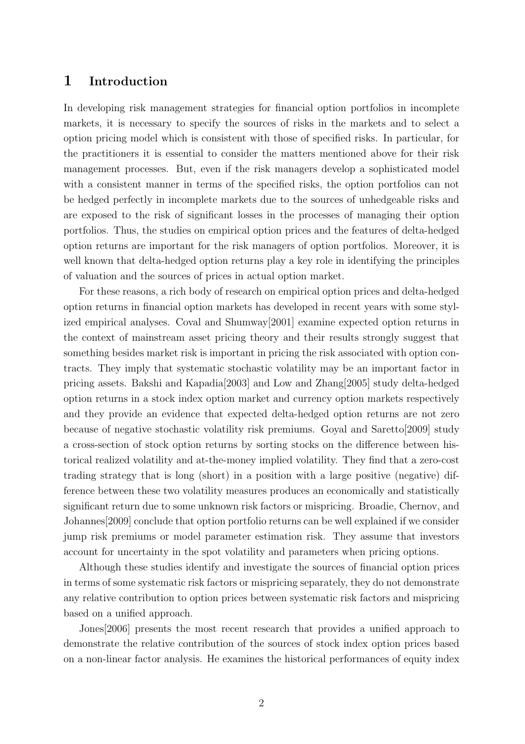# 1 Introduction

In developing risk management strategies for financial option portfolios in incomplete markets, it is necessary to specify the sources of risks in the markets and to select a option pricing model which is consistent with those of specified risks. In particular, for the practitioners it is essential to consider the matters mentioned above for their risk management processes. But, even if the risk managers develop a sophisticated model with a consistent manner in terms of the specified risks, the option portfolios can not be hedged perfectly in incomplete markets due to the sources of unhedgeable risks and are exposed to the risk of significant losses in the processes of managing their option portfolios. Thus, the studies on empirical option prices and the features of delta-hedged option returns are important for the risk managers of option portfolios. Moreover, it is well known that delta-hedged option returns play a key role in identifying the principles of valuation and the sources of prices in actual option market.

For these reasons, a rich body of research on empirical option prices and delta-hedged option returns in financial option markets has developed in recent years with some stylized empirical analyses. Coval and Shumway[2001] examine expected option returns in the context of mainstream asset pricing theory and their results strongly suggest that something besides market risk is important in pricing the risk associated with option contracts. They imply that systematic stochastic volatility may be an important factor in pricing assets. Bakshi and Kapadia[2003] and Low and Zhang[2005] study delta-hedged option returns in a stock index option market and currency option markets respectively and they provide an evidence that expected delta-hedged option returns are not zero because of negative stochastic volatility risk premiums. Goyal and Saretto[2009] study a cross-section of stock option returns by sorting stocks on the difference between historical realized volatility and at-the-money implied volatility. They find that a zero-cost trading strategy that is long (short) in a position with a large positive (negative) difference between these two volatility measures produces an economically and statistically significant return due to some unknown risk factors or mispricing. Broadie, Chernov, and Johannes[2009] conclude that option portfolio returns can be well explained if we consider jump risk premiums or model parameter estimation risk. They assume that investors account for uncertainty in the spot volatility and parameters when pricing options.

Although these studies identify and investigate the sources of financial option prices in terms of some systematic risk factors or mispricing separately, they do not demonstrate any relative contribution to option prices between systematic risk factors and mispricing based on a unified approach.

Jones[2006] presents the most recent research that provides a unified approach to demonstrate the relative contribution of the sources of stock index option prices based on a non-linear factor analysis. He examines the historical performances of equity index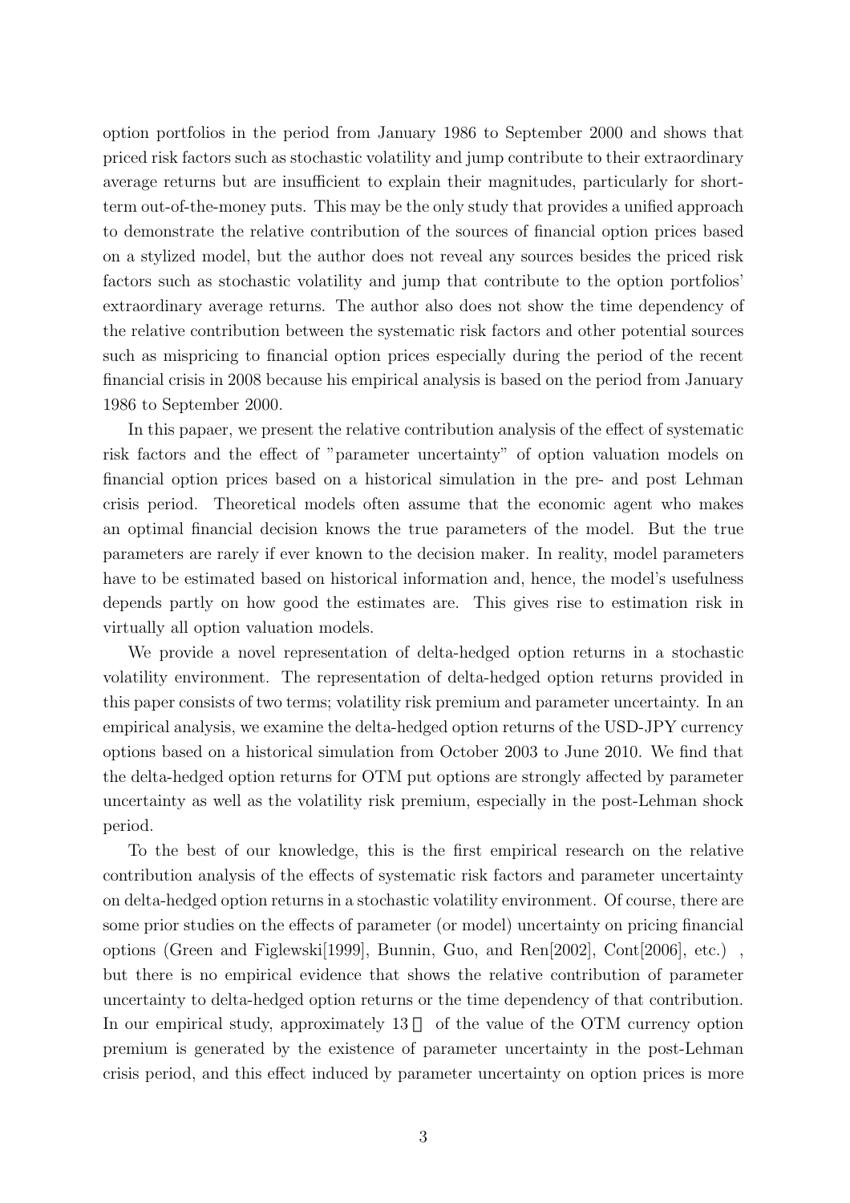option portfolios in the period from January 1986 to September 2000 and shows that priced risk factors such as stochastic volatility and jump contribute to their extraordinary average returns but are insufficient to explain their magnitudes, particularly for short-term out-of-the-money puts. This may be the only study that provides a unified approach to demonstrate the relative contribution of the sources of financial option prices based on a stylized model, but the author does not reveal any sources besides the priced risk factors such as stochastic volatility and jump that contribute to the option portfolios' extraordinary average returns. The author also does not show the time dependency of the relative contribution between the systematic risk factors and other potential sources such as mispricing to financial option prices especially during the period of the recent financial crisis in 2008 because his empirical analysis is based on the period from January 1986 to September 2000.

In this papaer, we present the relative contribution analysis of the effect of systematic risk factors and the effect of "parameter uncertainty" of option valuation models on financial option prices based on a historical simulation in the pre- and post Lehman crisis period. Theoretical models often assume that the economic agent who makes an optimal financial decision knows the true parameters of the model. But the true parameters are rarely if ever known to the decision maker. In reality, model parameters have to be estimated based on historical information and, hence, the model's usefulness depends partly on how good the estimates are. This gives rise to estimation risk in virtually all option valuation models.

We provide a novel representation of delta-hedged option returns in a stochastic volatility environment. The representation of delta-hedged option returns provided in this paper consists of two terms; volatility risk premium and parameter uncertainty. In an empirical analysis, we examine the delta-hedged option returns of the USD-JPY currency options based on a historical simulation from October 2003 to June 2010. We find that the delta-hedged option returns for OTM put options are strongly affected by parameter uncertainty as well as the volatility risk premium, especially in the post-Lehman shock period.

To the best of our knowledge, this is the first empirical research on the relative contribution analysis of the effects of systematic risk factors and parameter uncertainty on delta-hedged option returns in a stochastic volatility environment. Of course, there are some prior studies on the effects of parameter (or model) uncertainty on pricing financial options (Green and Figlewski[1999], Bunnin, Guo, and Ren[2002], Cont[2006], etc.), but there is no empirical evidence that shows the relative contribution of parameter uncertainty to delta-hedged option returns or the time dependency of that contribution. In our empirical study, approximately 13% of the value of the OTM currency option premium is generated by the existence of parameter uncertainty in the post-Lehman crisis period, and this effect induced by parameter uncertainty on option prices is more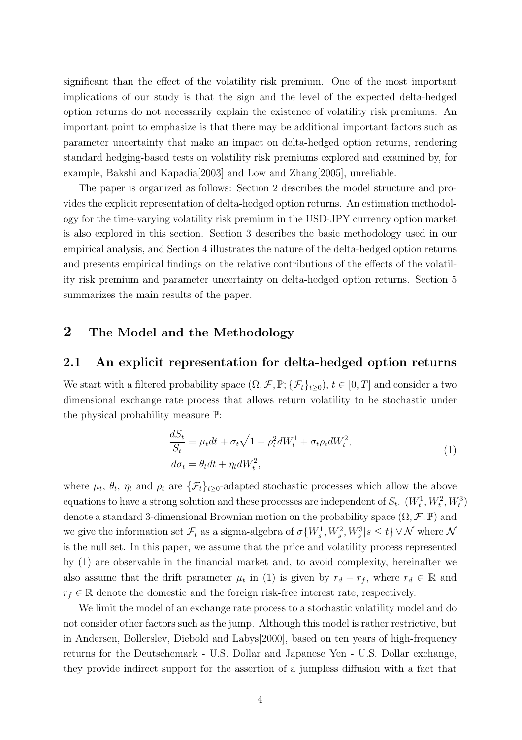significant than the effect of the volatility risk premium. One of the most important implications of our study is that the sign and the level of the expected delta-hedged option returns do not necessarily explain the existence of volatility risk premiums. An important point to emphasize is that there may be additional important factors such as parameter uncertainty that make an impact on delta-hedged option returns, rendering standard hedging-based tests on volatility risk premiums explored and examined by, for example, Bakshi and Kapadia[2003] and Low and Zhang[2005], unreliable.

The paper is organized as follows: Section 2 describes the model structure and provides the explicit representation of delta-hedged option returns. An estimation methodology for the time-varying volatility risk premium in the USD-JPY currency option market is also explored in this section. Section 3 describes the basic methodology used in our empirical analysis, and Section 4 illustrates the nature of the delta-hedged option returns and presents empirical findings on the relative contributions of the effects of the volatility risk premium and parameter uncertainty on delta-hedged option returns. Section 5 summarizes the main results of the paper.

## 2 The Model and the Methodology

### 2.1 An explicit representation for delta-hedged option returns

We start with a filtered probability space $(\Omega, \mathcal{F}, \mathbb{P}; \{\mathcal{F}_t\}_{t\geq 0})$, $t \in [0, T]$ and consider a two dimensional exchange rate process that allows return volatility to be stochastic under the physical probability measure $\mathbb{P}$:

$$
\begin{aligned}
\frac{dS_t}{S_t} &= \mu_t dt + \sigma_t \sqrt{1-\rho_t^2} dW_t^1 + \sigma_t \rho_t dW_t^2, \\
d\sigma_t &= \theta_t dt + \eta_t dW_t^2,
\end{aligned}
\tag{1}
$$

where $\mu_t$, $\theta_t$, $\eta_t$ and $\rho_t$ are $\{\mathcal{F}_t\}_{t\geq 0}$-adapted stochastic processes which allow the above equations to have a strong solution and these processes are independent of $S_t$. $(W_t^1, W_t^2, W_t^3)$ denote a standard 3-dimensional Brownian motion on the probability space $(\Omega, \mathcal{F}, \mathbb{P})$ and we give the information set $\mathcal{F}_t$ as a sigma-algebra of $\sigma\{W_s^1, W_s^2, W_s^3 | s \leq t\} \vee \mathcal{N}$ where $\mathcal{N}$ is the null set. In this paper, we assume that the price and volatility process represented by (1) are observable in the financial market and, to avoid complexity, hereinafter we also assume that the drift parameter $\mu_t$ in (1) is given by $r_d - r_f$, where $r_d \in \mathbb{R}$ and $r_f \in \mathbb{R}$ denote the domestic and the foreign risk-free interest rate, respectively.

We limit the model of an exchange rate process to a stochastic volatility model and do not consider other factors such as the jump. Although this model is rather restrictive, but in Andersen, Bollerslev, Diebold and Labys[2000], based on ten years of high-frequency returns for the Deutschemark - U.S. Dollar and Japanese Yen - U.S. Dollar exchange, they provide indirect support for the assertion of a jumpless diffusion with a fact that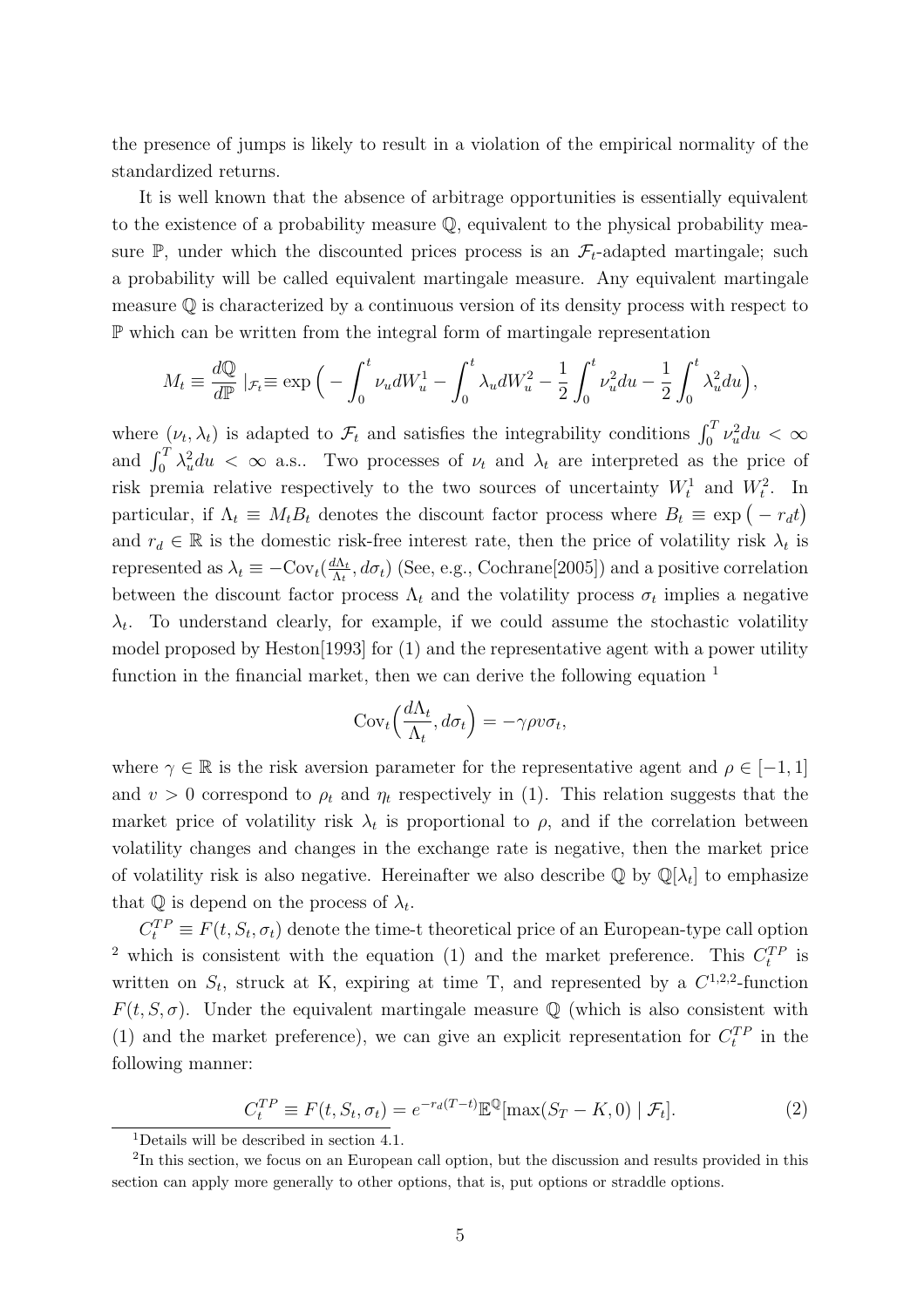the presence of jumps is likely to result in a violation of the empirical normality of the standardized returns.

It is well known that the absence of arbitrage opportunities is essentially equivalent to the existence of a probability measure $\mathbb{Q}$, equivalent to the physical probability measure $\mathbb{P}$, under which the discounted prices process is an $\mathcal{F}_t$-adapted martingale; such a probability will be called equivalent martingale measure. Any equivalent martingale measure $\mathbb{Q}$ is characterized by a continuous version of its density process with respect to $\mathbb{P}$ which can be written from the integral form of martingale representation

$$M_t \equiv \frac{d\mathbb{Q}}{d\mathbb{P}} \mid_{\mathcal{F}_t} \equiv \exp\Big( - \int_0^t \nu_u dW_u^1 - \int_0^t \lambda_u dW_u^2 - \frac{1}{2}\int_0^t \nu_u^2 du - \frac{1}{2}\int_0^t \lambda_u^2 du\Big),$$

where $(\nu_t, \lambda_t)$ is adapted to $\mathcal{F}_t$ and satisfies the integrability conditions $\int_0^T \nu_u^2 du < \infty$ and $\int_0^T \lambda_u^2 du < \infty$ a.s.. Two processes of $\nu_t$ and $\lambda_t$ are interpreted as the price of risk premia relative respectively to the two sources of uncertainty $W_t^1$ and $W_t^2$. In particular, if $\Lambda_t \equiv M_t B_t$ denotes the discount factor process where $B_t \equiv \exp\big(-r_d t\big)$ and $r_d \in \mathbb{R}$ is the domestic risk-free interest rate, then the price of volatility risk $\lambda_t$ is represented as $\lambda_t \equiv -\text{Cov}_t(\frac{d\Lambda_t}{\Lambda_t}, d\sigma_t)$ (See, e.g., Cochrane[2005]) and a positive correlation between the discount factor process $\Lambda_t$ and the volatility process $\sigma_t$ implies a negative $\lambda_t$. To understand clearly, for example, if we could assume the stochastic volatility model proposed by Heston[1993] for (1) and the representative agent with a power utility function in the financial market, then we can derive the following equation [1]

$$\text{Cov}_t\Big(\frac{d\Lambda_t}{\Lambda_t}, d\sigma_t\Big) = -\gamma\rho\upsilon\sigma_t,$$

where $\gamma \in \mathbb{R}$ is the risk aversion parameter for the representative agent and $\rho \in [-1, 1]$ and $\upsilon > 0$ correspond to $\rho_t$ and $\eta_t$ respectively in (1). This relation suggests that the market price of volatility risk $\lambda_t$ is proportional to $\rho$, and if the correlation between volatility changes and changes in the exchange rate is negative, then the market price of volatility risk is also negative. Hereinafter we also describe $\mathbb{Q}$ by $\mathbb{Q}[\lambda_t]$ to emphasize that $\mathbb{Q}$ is depend on the process of $\lambda_t$.

$C_t^{TP} \equiv F(t, S_t, \sigma_t)$ denote the time-t theoretical price of an European-type call option [2] which is consistent with the equation (1) and the market preference. This $C_t^{TP}$ is written on $S_t$, struck at K, expiring at time T, and represented by a $C^{1,2,2}$-function $F(t, S, \sigma)$. Under the equivalent martingale measure $\mathbb{Q}$ (which is also consistent with (1) and the market preference), we can give an explicit representation for $C_t^{TP}$ in the following manner:

$$C_t^{TP} \equiv F(t, S_t, \sigma_t) = e^{-r_d(T-t)}\mathbb{E}^{\mathbb{Q}}[\max(S_T - K, 0) \mid \mathcal{F}_t]. \tag{2}$$

[1] Details will be described in section 4.1.

[2] In this section, we focus on an European call option, but the discussion and results provided in this section can apply more generally to other options, that is, put options or straddle options.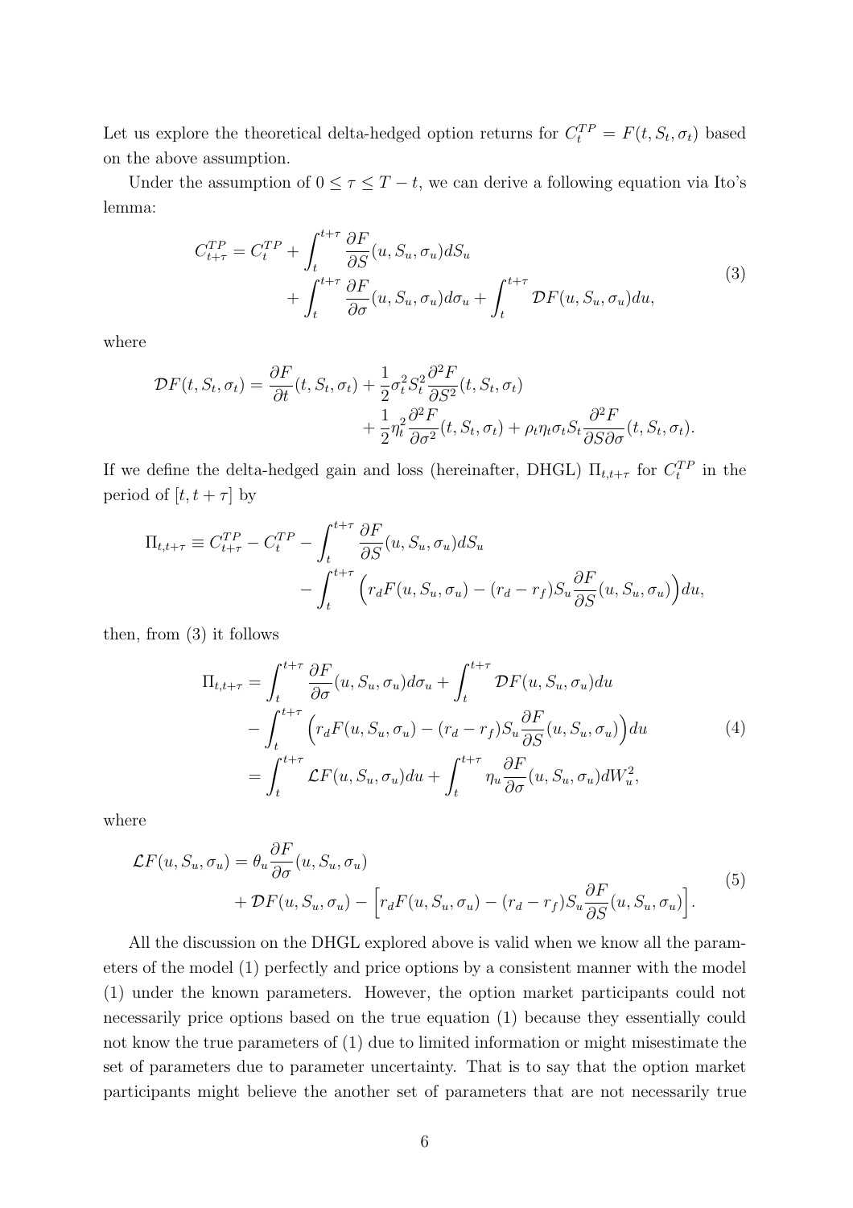Let us explore the theoretical delta-hedged option returns for $C_t^{TP} = F(t, S_t, \sigma_t)$ based on the above assumption.

Under the assumption of $0 \leq \tau \leq T - t$, we can derive a following equation via Ito's lemma:

$$
\begin{aligned}
C_{t+\tau}^{TP} = C_t^{TP} &+ \int_t^{t+\tau} \frac{\partial F}{\partial S}(u, S_u, \sigma_u) dS_u \\
&+ \int_t^{t+\tau} \frac{\partial F}{\partial \sigma}(u, S_u, \sigma_u) d\sigma_u + \int_t^{t+\tau} \mathcal{D}F(u, S_u, \sigma_u) du,
\end{aligned} \tag{3}
$$

where

$$
\begin{aligned}
\mathcal{D}F(t, S_t, \sigma_t) = \frac{\partial F}{\partial t}(t, S_t, \sigma_t) &+ \frac{1}{2}\sigma_t^2 S_t^2 \frac{\partial^2 F}{\partial S^2}(t, S_t, \sigma_t) \\
&+ \frac{1}{2}\eta_t^2 \frac{\partial^2 F}{\partial \sigma^2}(t, S_t, \sigma_t) + \rho_t \eta_t \sigma_t S_t \frac{\partial^2 F}{\partial S \partial \sigma}(t, S_t, \sigma_t).
\end{aligned}
$$

If we define the delta-hedged gain and loss (hereinafter, DHGL) $\Pi_{t,t+\tau}$ for $C_t^{TP}$ in the period of $[t, t+\tau]$ by

$$
\begin{aligned}
\Pi_{t,t+\tau} \equiv C_{t+\tau}^{TP} - C_t^{TP} &- \int_t^{t+\tau} \frac{\partial F}{\partial S}(u, S_u, \sigma_u) dS_u \\
&- \int_t^{t+\tau} \Big( r_d F(u, S_u, \sigma_u) - (r_d - r_f) S_u \frac{\partial F}{\partial S}(u, S_u, \sigma_u) \Big) du,
\end{aligned}
$$

then, from (3) it follows

$$
\begin{aligned}
\Pi_{t,t+\tau} &= \int_t^{t+\tau} \frac{\partial F}{\partial \sigma}(u, S_u, \sigma_u) d\sigma_u + \int_t^{t+\tau} \mathcal{D}F(u, S_u, \sigma_u) du \\
&\quad - \int_t^{t+\tau} \Big( r_d F(u, S_u, \sigma_u) - (r_d - r_f) S_u \frac{\partial F}{\partial S}(u, S_u, \sigma_u) \Big) du \\
&= \int_t^{t+\tau} \mathcal{L}F(u, S_u, \sigma_u) du + \int_t^{t+\tau} \eta_u \frac{\partial F}{\partial \sigma}(u, S_u, \sigma_u) dW_u^2,
\end{aligned} \tag{4}
$$

where

$$
\begin{aligned}
\mathcal{L}F(u, S_u, \sigma_u) &= \theta_u \frac{\partial F}{\partial \sigma}(u, S_u, \sigma_u) \\
&\quad + \mathcal{D}F(u, S_u, \sigma_u) - \Big[ r_d F(u, S_u, \sigma_u) - (r_d - r_f) S_u \frac{\partial F}{\partial S}(u, S_u, \sigma_u) \Big].
\end{aligned} \tag{5}
$$

All the discussion on the DHGL explored above is valid when we know all the parameters of the model (1) perfectly and price options by a consistent manner with the model (1) under the known parameters. However, the option market participants could not necessarily price options based on the true equation (1) because they essentially could not know the true parameters of (1) due to limited information or might misestimate the set of parameters due to parameter uncertainty. That is to say that the option market participants might believe the another set of parameters that are not necessarily true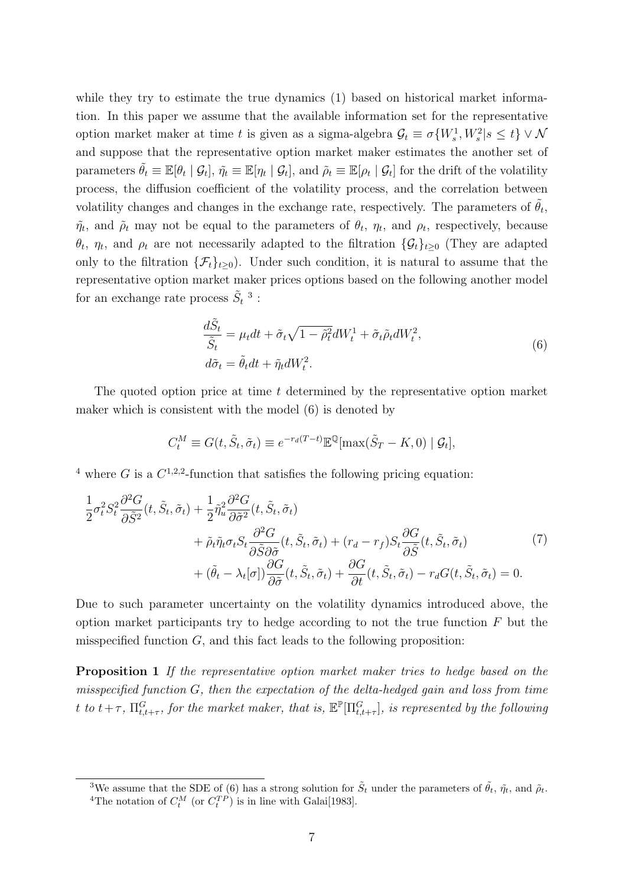while they try to estimate the true dynamics (1) based on historical market information. In this paper we assume that the available information set for the representative option market maker at time $t$ is given as a sigma-algebra $\mathcal{G}_t \equiv \sigma\{W_s^1, W_s^2 | s \leq t\} \vee \mathcal{N}$ and suppose that the representative option market maker estimates the another set of parameters $\tilde{\theta}_t \equiv \mathbb{E}[\theta_t \mid \mathcal{G}_t]$, $\tilde{\eta}_t \equiv \mathbb{E}[\eta_t \mid \mathcal{G}_t]$, and $\tilde{\rho}_t \equiv \mathbb{E}[\rho_t \mid \mathcal{G}_t]$ for the drift of the volatility process, the diffusion coefficient of the volatility process, and the correlation between volatility changes and changes in the exchange rate, respectively. The parameters of $\tilde{\theta}_t$, $\tilde{\eta}_t$, and $\tilde{\rho}_t$ may not be equal to the parameters of $\theta_t$, $\eta_t$, and $\rho_t$, respectively, because $\theta_t$, $\eta_t$, and $\rho_t$ are not necessarily adapted to the filtration $\{\mathcal{G}_t\}_{t\geq 0}$ (They are adapted only to the filtration $\{\mathcal{F}_t\}_{t\geq 0}$). Under such condition, it is natural to assume that the representative option market maker prices options based on the following another model for an exchange rate process $\tilde{S}_t$ [3] :

$$
\begin{aligned}
\frac{d\tilde{S}_t}{\tilde{S}_t} &= \mu_t dt + \tilde{\sigma}_t \sqrt{1-\tilde{\rho}_t^2} dW_t^1 + \tilde{\sigma}_t \tilde{\rho}_t dW_t^2, \\
d\tilde{\sigma}_t &= \tilde{\theta}_t dt + \tilde{\eta}_t dW_t^2.
\end{aligned}
\tag{6}
$$

The quoted option price at time $t$ determined by the representative option market maker which is consistent with the model (6) is denoted by

$$
C_t^M \equiv G(t, \tilde{S}_t, \tilde{\sigma}_t) \equiv e^{-r_d(T-t)} \mathbb{E}^{\mathbb{Q}}[\max(\tilde{S}_T - K, 0) \mid \mathcal{G}_t],
$$

[4] where $G$ is a $C^{1,2,2}$-function that satisfies the following pricing equation:

$$
\begin{aligned}
\frac{1}{2}\sigma_t^2 S_t^2 \frac{\partial^2 G}{\partial \tilde{S}^2}(t, \tilde{S}_t, \tilde{\sigma}_t) &+ \frac{1}{2}\tilde{\eta}_u^2 \frac{\partial^2 G}{\partial \tilde{\sigma}^2}(t, \tilde{S}_t, \tilde{\sigma}_t) \\
&+ \tilde{\rho}_t \tilde{\eta}_t \sigma_t S_t \frac{\partial^2 G}{\partial \tilde{S} \partial \tilde{\sigma}}(t, \tilde{S}_t, \tilde{\sigma}_t) + (r_d - r_f) S_t \frac{\partial G}{\partial \tilde{S}}(t, \tilde{S}_t, \tilde{\sigma}_t) \\
&+ (\tilde{\theta}_t - \lambda_t[\sigma]) \frac{\partial G}{\partial \tilde{\sigma}}(t, \tilde{S}_t, \tilde{\sigma}_t) + \frac{\partial G}{\partial t}(t, \tilde{S}_t, \tilde{\sigma}_t) - r_d G(t, \tilde{S}_t, \tilde{\sigma}_t) = 0.
\end{aligned}
\tag{7}
$$

Due to such parameter uncertainty on the volatility dynamics introduced above, the option market participants try to hedge according to not the true function $F$ but the misspecified function $G$, and this fact leads to the following proposition:

**Proposition 1** *If the representative option market maker tries to hedge based on the misspecified function $G$, then the expectation of the delta-hedged gain and loss from time $t$ to $t+\tau$, $\Pi_{t,t+\tau}^G$, for the market maker, that is, $\mathbb{E}^{\mathbb{P}}[\Pi_{t,t+\tau}^G]$, is represented by the following*

---

[3] We assume that the SDE of (6) has a strong solution for $\tilde{S}_t$ under the parameters of $\tilde{\theta}_t$, $\tilde{\eta}_t$, and $\tilde{\rho}_t$.

[4] The notation of $C_t^M$ (or $C_t^{TP}$) is in line with Galai[1983].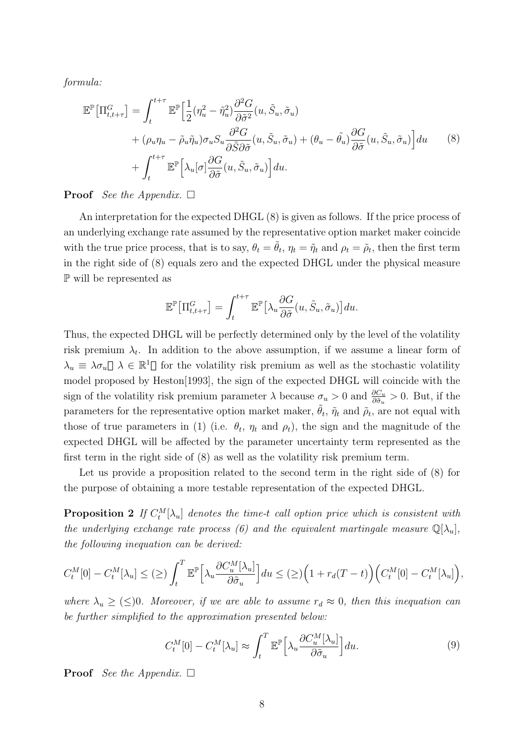*formula:*

$$
\begin{aligned}
\mathbb{E}^{\mathbb{P}}\big[\Pi^G_{t,t+\tau}\big] &= \int_t^{t+\tau} \mathbb{E}^{\mathbb{P}}\Big[\frac{1}{2}(\eta_u^2 - \tilde{\eta}_u^2)\frac{\partial^2 G}{\partial \tilde{\sigma}^2}(u, \tilde{S}_u, \tilde{\sigma}_u) \\
&\quad + (\rho_u \eta_u - \tilde{\rho}_u \tilde{\eta}_u)\sigma_u S_u \frac{\partial^2 G}{\partial \tilde{S} \partial \tilde{\sigma}}(u, \tilde{S}_u, \tilde{\sigma}_u) + (\theta_u - \tilde{\theta_u})\frac{\partial G}{\partial \tilde{\sigma}}(u, \tilde{S}_u, \tilde{\sigma}_u)\Big] du \\
&\quad + \int_t^{t+\tau} \mathbb{E}^{\mathbb{P}}\Big[\lambda_u[\sigma]\frac{\partial G}{\partial \tilde{\sigma}}(u, \tilde{S}_u, \tilde{\sigma}_u)\Big] du.
\end{aligned}
\tag{8}
$$

**Proof** *See the Appendix.* □

An interpretation for the expected DHGL (8) is given as follows. If the price process of an underlying exchange rate assumed by the representative option market maker coincide with the true price process, that is to say, $\theta_t = \tilde{\theta}_t$, $\eta_t = \tilde{\eta}_t$ and $\rho_t = \tilde{\rho}_t$, then the first term in the right side of (8) equals zero and the expected DHGL under the physical measure $\mathbb{P}$ will be represented as

$$
\mathbb{E}^{\mathbb{P}}\big[\Pi^G_{t,t+\tau}\big] = \int_t^{t+\tau} \mathbb{E}^{\mathbb{P}}\big[\lambda_u \frac{\partial G}{\partial \tilde{\sigma}}(u, \tilde{S}_u, \tilde{\sigma}_u)\big] du.
$$

Thus, the expected DHGL will be perfectly determined only by the level of the volatility risk premium $\lambda_t$. In addition to the above assumption, if we assume a linear form of $\lambda_u \equiv \lambda \sigma_u$（$\lambda \in \mathbb{R}^1$）for the volatility risk premium as well as the stochastic volatility model proposed by Heston[1993], the sign of the expected DHGL will coincide with the sign of the volatility risk premium parameter $\lambda$ because $\sigma_u > 0$ and $\frac{\partial C_u}{\partial \tilde{\sigma}_u} > 0$. But, if the parameters for the representative option market maker, $\tilde{\theta}_t$, $\tilde{\eta}_t$ and $\tilde{\rho}_t$, are not equal with those of true parameters in (1) (i.e. $\theta_t$, $\eta_t$ and $\rho_t$), the sign and the magnitude of the expected DHGL will be affected by the parameter uncertainty term represented as the first term in the right side of (8) as well as the volatility risk premium term.

Let us provide a proposition related to the second term in the right side of (8) for the purpose of obtaining a more testable representation of the expected DHGL.

**Proposition 2** *If $C_t^M[\lambda_u]$ denotes the time-t call option price which is consistent with the underlying exchange rate process (6) and the equivalent martingale measure $\mathbb{Q}[\lambda_u]$, the following inequation can be derived:*

$$
C_t^M[0] - C_t^M[\lambda_u] \leq (\geq) \int_t^T \mathbb{E}^{\mathbb{P}}\Big[\lambda_u \frac{\partial C_u^M[\lambda_u]}{\partial \tilde{\sigma}_u}\Big] du \leq (\geq) \Big(1 + r_d(T-t)\Big)\Big(C_t^M[0] - C_t^M[\lambda_u]\Big),
$$

*where $\lambda_u \geq (\leq) 0$. Moreover, if we are able to assume $r_d \approx 0$, then this inequation can be further simplified to the approximation presented below:*

$$
C_t^M[0] - C_t^M[\lambda_u] \approx \int_t^T \mathbb{E}^{\mathbb{P}}\Big[\lambda_u \frac{\partial C_u^M[\lambda_u]}{\partial \tilde{\sigma}_u}\Big] du.
\tag{9}
$$

**Proof** *See the Appendix.* □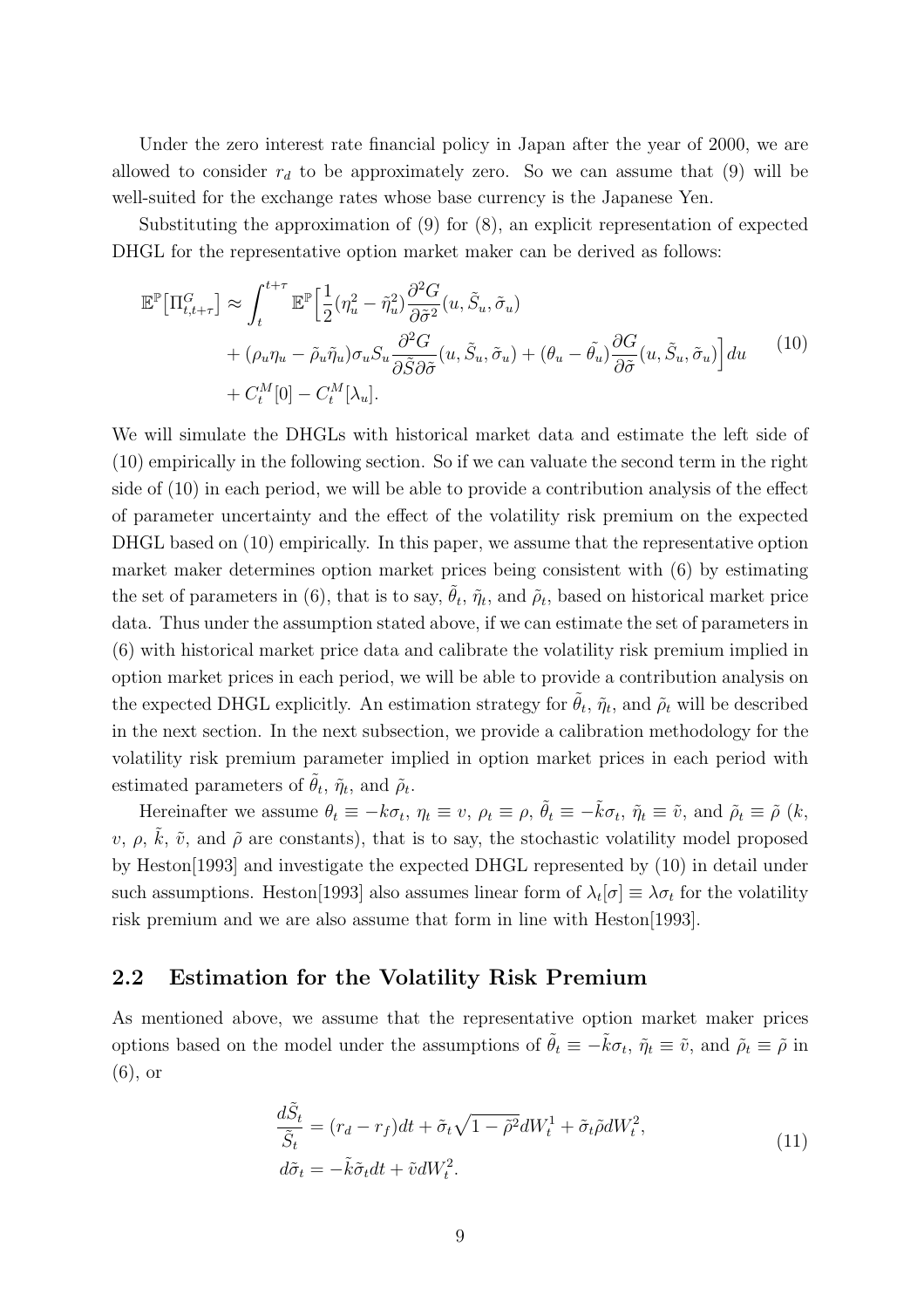Under the zero interest rate financial policy in Japan after the year of 2000, we are allowed to consider $r_d$ to be approximately zero. So we can assume that (9) will be well-suited for the exchange rates whose base currency is the Japanese Yen.

Substituting the approximation of (9) for (8), an explicit representation of expected DHGL for the representative option market maker can be derived as follows:

$$
\begin{aligned}
\mathbb{E}^{\mathbb{P}}\big[\Pi^G_{t,t+\tau}\big] \approx & \int_t^{t+\tau} \mathbb{E}^{\mathbb{P}}\Big[\frac{1}{2}(\eta_u^2 - \tilde{\eta}_u^2)\frac{\partial^2 G}{\partial \tilde{\sigma}^2}(u, \tilde{S}_u, \tilde{\sigma}_u) \\
& + (\rho_u \eta_u - \tilde{\rho}_u \tilde{\eta}_u)\sigma_u S_u \frac{\partial^2 G}{\partial \tilde{S} \partial \tilde{\sigma}}(u, \tilde{S}_u, \tilde{\sigma}_u) + (\theta_u - \tilde{\theta}_u)\frac{\partial G}{\partial \tilde{\sigma}}(u, \tilde{S}_u, \tilde{\sigma}_u)\Big] du \\
& + C_t^M[0] - C_t^M[\lambda_u].
\end{aligned} \tag{10}
$$

We will simulate the DHGLs with historical market data and estimate the left side of (10) empirically in the following section. So if we can valuate the second term in the right side of (10) in each period, we will be able to provide a contribution analysis of the effect of parameter uncertainty and the effect of the volatility risk premium on the expected DHGL based on (10) empirically. In this paper, we assume that the representative option market maker determines option market prices being consistent with (6) by estimating the set of parameters in (6), that is to say, $\tilde{\theta}_t$, $\tilde{\eta}_t$, and $\tilde{\rho}_t$, based on historical market price data. Thus under the assumption stated above, if we can estimate the set of parameters in (6) with historical market price data and calibrate the volatility risk premium implied in option market prices in each period, we will be able to provide a contribution analysis on the expected DHGL explicitly. An estimation strategy for $\tilde{\theta}_t$, $\tilde{\eta}_t$, and $\tilde{\rho}_t$ will be described in the next section. In the next subsection, we provide a calibration methodology for the volatility risk premium parameter implied in option market prices in each period with estimated parameters of $\tilde{\theta}_t$, $\tilde{\eta}_t$, and $\tilde{\rho}_t$.

Hereinafter we assume $\theta_t \equiv -k\sigma_t$, $\eta_t \equiv v$, $\rho_t \equiv \rho$, $\tilde{\theta}_t \equiv -\tilde{k}\sigma_t$, $\tilde{\eta}_t \equiv \tilde{v}$, and $\tilde{\rho}_t \equiv \tilde{\rho}$ ($k$, $v$, $\rho$, $\tilde{k}$, $\tilde{v}$, and $\tilde{\rho}$ are constants), that is to say, the stochastic volatility model proposed by Heston[1993] and investigate the expected DHGL represented by (10) in detail under such assumptions. Heston[1993] also assumes linear form of $\lambda_t[\sigma] \equiv \lambda\sigma_t$ for the volatility risk premium and we are also assume that form in line with Heston[1993].

## 2.2 Estimation for the Volatility Risk Premium

As mentioned above, we assume that the representative option market maker prices options based on the model under the assumptions of $\tilde{\theta}_t \equiv -\tilde{k}\sigma_t$, $\tilde{\eta}_t \equiv \tilde{v}$, and $\tilde{\rho}_t \equiv \tilde{\rho}$ in (6), or

$$
\begin{aligned}
\frac{d\tilde{S}_t}{\tilde{S}_t} &= (r_d - r_f)dt + \tilde{\sigma}_t\sqrt{1-\tilde{\rho}^2}dW_t^1 + \tilde{\sigma}_t \tilde{\rho} dW_t^2, \\
d\tilde{\sigma}_t &= -\tilde{k}\tilde{\sigma}_t dt + \tilde{v} dW_t^2.
\end{aligned} \tag{11}
$$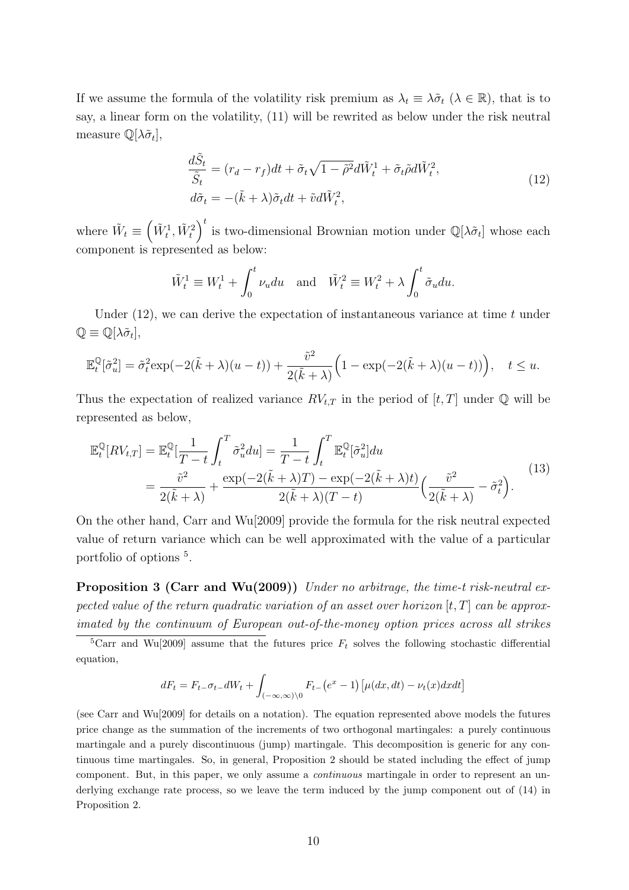If we assume the formula of the volatility risk premium as $\lambda_t \equiv \lambda\tilde{\sigma}_t$ ($\lambda \in \mathbb{R}$), that is to say, a linear form on the volatility, (11) will be rewrited as below under the risk neutral measure $\mathbb{Q}[\lambda\tilde{\sigma}_t]$,

$$
\begin{aligned}
\frac{d\tilde{S}_t}{\tilde{S}_t} &= (r_d - r_f)dt + \tilde{\sigma}_t\sqrt{1-\tilde{\rho}^2}d\tilde{W}_t^1 + \tilde{\sigma}_t\tilde{\rho}d\tilde{W}_t^2, \\
d\tilde{\sigma}_t &= -(\tilde{k}+\lambda)\tilde{\sigma}_t dt + \tilde{v}d\tilde{W}_t^2,
\end{aligned}
\tag{12}
$$

where $\tilde{W}_t \equiv \left(\tilde{W}_t^1, \tilde{W}_t^2\right)^t$ is two-dimensional Brownian motion under $\mathbb{Q}[\lambda\tilde{\sigma}_t]$ whose each component is represented as below:

$$
\tilde{W}_t^1 \equiv W_t^1 + \int_0^t \nu_u du \quad \text{and} \quad \tilde{W}_t^2 \equiv W_t^2 + \lambda\int_0^t \tilde{\sigma}_u du.
$$

Under (12), we can derive the expectation of instantaneous variance at time $t$ under $\mathbb{Q} \equiv \mathbb{Q}[\lambda\tilde{\sigma}_t]$,

$$
\mathbb{E}_t^{\mathbb{Q}}[\tilde{\sigma}_u^2] = \tilde{\sigma}_t^2 \exp(-2(\tilde{k}+\lambda)(u-t)) + \frac{\tilde{v}^2}{2(\tilde{k}+\lambda)}\Big(1 - \exp(-2(\tilde{k}+\lambda)(u-t))\Big), \quad t \le u.
$$

Thus the expectation of realized variance $RV_{t,T}$ in the period of $[t,T]$ under $\mathbb{Q}$ will be represented as below,

$$
\begin{aligned}
\mathbb{E}_t^{\mathbb{Q}}[RV_{t,T}] &= \mathbb{E}_t^{\mathbb{Q}}\Big[\frac{1}{T-t}\int_t^T \tilde{\sigma}_u^2 du\Big] = \frac{1}{T-t}\int_t^T \mathbb{E}_t^{\mathbb{Q}}[\tilde{\sigma}_u^2]du \\
&= \frac{\tilde{v}^2}{2(\tilde{k}+\lambda)} + \frac{\exp(-2(\tilde{k}+\lambda)T) - \exp(-2(\tilde{k}+\lambda)t)}{2(\tilde{k}+\lambda)(T-t)}\Big(\frac{\tilde{v}^2}{2(\tilde{k}+\lambda)} - \tilde{\sigma}_t^2\Big).
\end{aligned}
\tag{13}
$$

On the other hand, Carr and Wu[2009] provide the formula for the risk neutral expected value of return variance which can be well approximated with the value of a particular portfolio of options [5].

**Proposition 3 (Carr and Wu(2009))** *Under no arbitrage, the time-t risk-neutral expected value of the return quadratic variation of an asset over horizon $[t,T]$ can be approximated by the continuum of European out-of-the-money option prices across all strikes*

---

[5] Carr and Wu[2009] assume that the futures price $F_t$ solves the following stochastic differential equation,

$$
dF_t = F_{t-}\sigma_{t-}dW_t + \int_{(-\infty,\infty)\setminus 0} F_{t-}\left(e^x - 1\right)\left[\mu(dx,dt) - \nu_t(x)dxdt\right]
$$

(see Carr and Wu[2009] for details on a notation). The equation represented above models the futures price change as the summation of the increments of two orthogonal martingales: a purely continuous martingale and a purely discontinuous (jump) martingale. This decomposition is generic for any continuous time martingales. So, in general, Proposition 2 should be stated including the effect of jump component. But, in this paper, we only assume a *continuous* martingale in order to represent an underlying exchange rate process, so we leave the term induced by the jump component out of (14) in Proposition 2.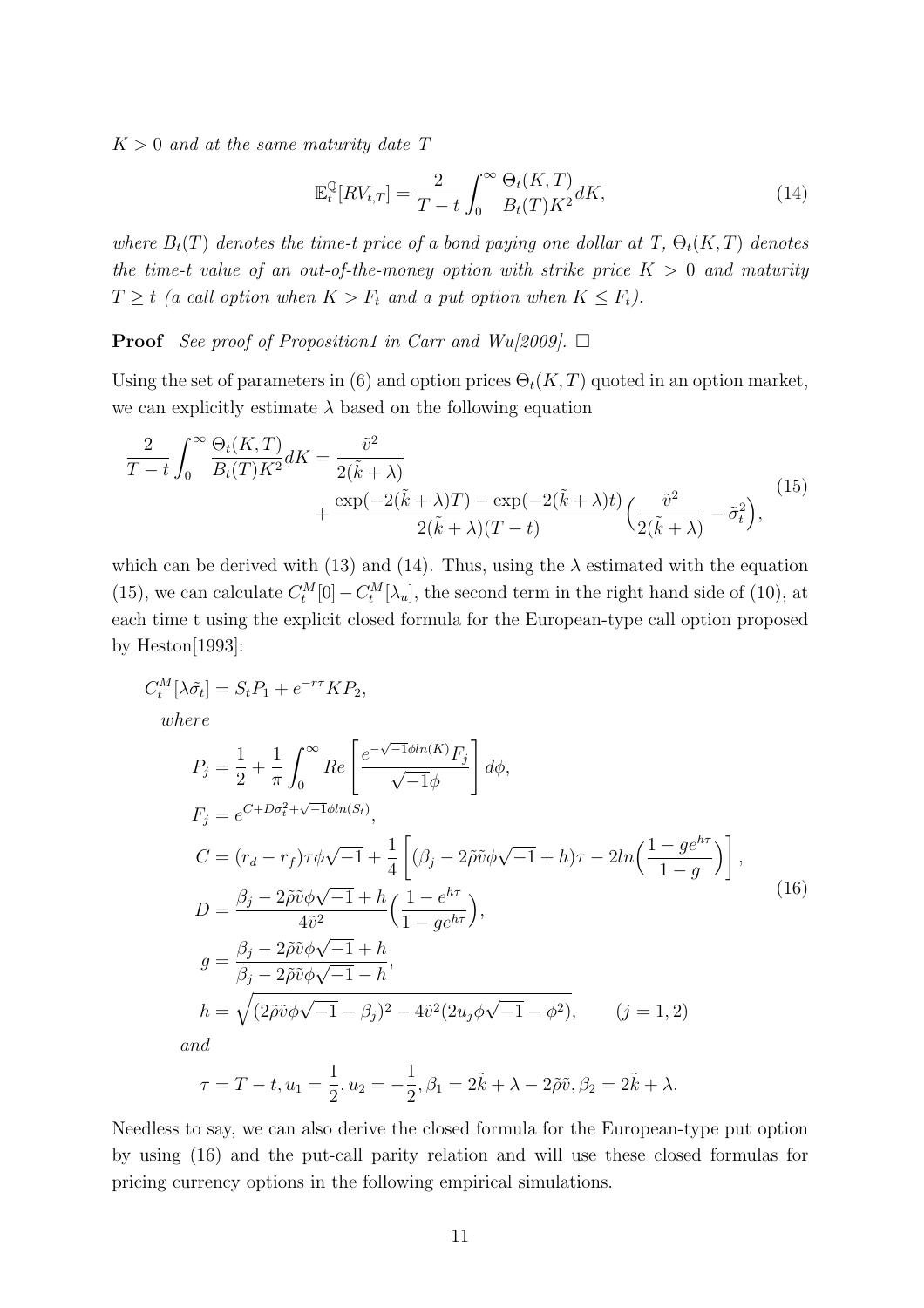*$K > 0$ and at the same maturity date $T$*

$$\mathbb{E}_t^{\mathbb{Q}}[RV_{t,T}] = \frac{2}{T-t}\int_0^{\infty} \frac{\Theta_t(K,T)}{B_t(T)K^2}dK, \tag{14}$$

*where $B_t(T)$ denotes the time-$t$ price of a bond paying one dollar at $T$, $\Theta_t(K,T)$ denotes the time-$t$ value of an out-of-the-money option with strike price $K > 0$ and maturity $T \geq t$ (a call option when $K > F_t$ and a put option when $K \leq F_t$).*

**Proof** *See proof of Proposition1 in Carr and Wu[2009].* □

Using the set of parameters in (6) and option prices $\Theta_t(K,T)$ quoted in an option market, we can explicitly estimate $\lambda$ based on the following equation

$$\begin{aligned}\frac{2}{T-t}\int_0^{\infty} \frac{\Theta_t(K,T)}{B_t(T)K^2}dK = &\frac{\tilde{v}^2}{2(\tilde{k}+\lambda)} \\ &+ \frac{\exp(-2(\tilde{k}+\lambda)T) - \exp(-2(\tilde{k}+\lambda)t)}{2(\tilde{k}+\lambda)(T-t)}\Big(\frac{\tilde{v}^2}{2(\tilde{k}+\lambda)} - \tilde{\sigma}_t^2\Big),\end{aligned} \tag{15}$$

which can be derived with (13) and (14). Thus, using the $\lambda$ estimated with the equation (15), we can calculate $C_t^M[0] - C_t^M[\lambda_u]$, the second term in the right hand side of (10), at each time t using the explicit closed formula for the European-type call option proposed by Heston[1993]:

$$\begin{aligned}
&C_t^M[\lambda\tilde{\sigma}_t] = S_t P_1 + e^{-r\tau} K P_2, \\
&\quad where \\
&\quad P_j = \frac{1}{2} + \frac{1}{\pi}\int_0^{\infty} Re\left[\frac{e^{-\sqrt{-1}\phi ln(K)}F_j}{\sqrt{-1}\phi}\right]d\phi, \\
&\quad F_j = e^{C + D\sigma_t^2 + \sqrt{-1}\phi ln(S_t)}, \\
&\quad C = (r_d - r_f)\tau\phi\sqrt{-1} + \frac{1}{4}\left[(\beta_j - 2\tilde{\rho}\tilde{v}\phi\sqrt{-1} + h)\tau - 2ln\Big(\frac{1-ge^{h\tau}}{1-g}\Big)\right], \\
&\quad D = \frac{\beta_j - 2\tilde{\rho}\tilde{v}\phi\sqrt{-1} + h}{4\tilde{v}^2}\Big(\frac{1-e^{h\tau}}{1-ge^{h\tau}}\Big), \\
&\quad g = \frac{\beta_j - 2\tilde{\rho}\tilde{v}\phi\sqrt{-1} + h}{\beta_j - 2\tilde{\rho}\tilde{v}\phi\sqrt{-1} - h}, \\
&\quad h = \sqrt{(2\tilde{\rho}\tilde{v}\phi\sqrt{-1} - \beta_j)^2 - 4\tilde{v}^2(2u_j\phi\sqrt{-1} - \phi^2)}, \qquad (j = 1,2) \\
&\quad and \\
&\quad \tau = T - t, u_1 = \frac{1}{2}, u_2 = -\frac{1}{2}, \beta_1 = 2\tilde{k} + \lambda - 2\tilde{\rho}\tilde{v}, \beta_2 = 2\tilde{k} + \lambda.
\end{aligned} \tag{16}$$

Needless to say, we can also derive the closed formula for the European-type put option by using (16) and the put-call parity relation and will use these closed formulas for pricing currency options in the following empirical simulations.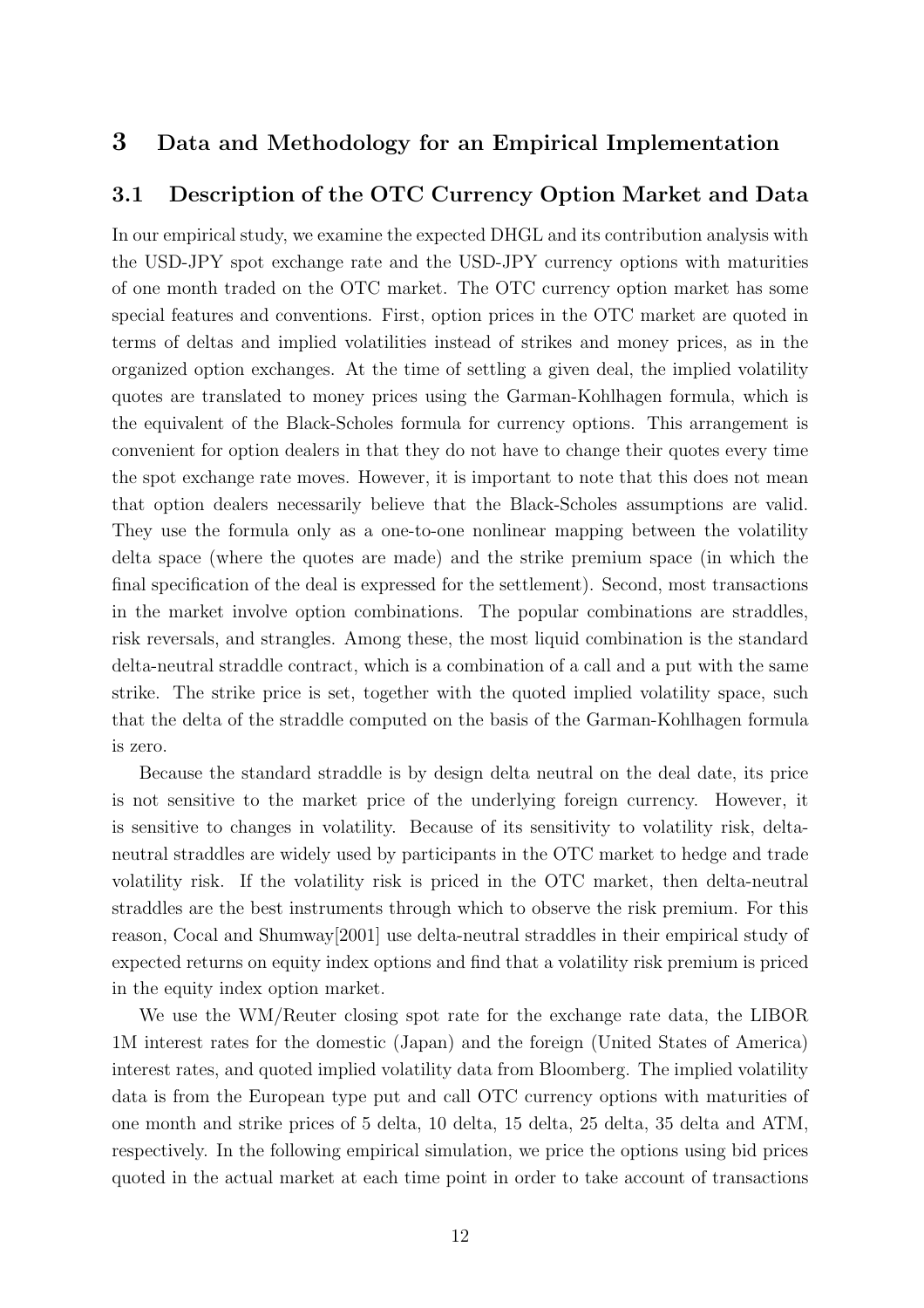## 3 Data and Methodology for an Empirical Implementation

### 3.1 Description of the OTC Currency Option Market and Data

In our empirical study, we examine the expected DHGL and its contribution analysis with the USD-JPY spot exchange rate and the USD-JPY currency options with maturities of one month traded on the OTC market. The OTC currency option market has some special features and conventions. First, option prices in the OTC market are quoted in terms of deltas and implied volatilities instead of strikes and money prices, as in the organized option exchanges. At the time of settling a given deal, the implied volatility quotes are translated to money prices using the Garman-Kohlhagen formula, which is the equivalent of the Black-Scholes formula for currency options. This arrangement is convenient for option dealers in that they do not have to change their quotes every time the spot exchange rate moves. However, it is important to note that this does not mean that option dealers necessarily believe that the Black-Scholes assumptions are valid. They use the formula only as a one-to-one nonlinear mapping between the volatility delta space (where the quotes are made) and the strike premium space (in which the final specification of the deal is expressed for the settlement). Second, most transactions in the market involve option combinations. The popular combinations are straddles, risk reversals, and strangles. Among these, the most liquid combination is the standard delta-neutral straddle contract, which is a combination of a call and a put with the same strike. The strike price is set, together with the quoted implied volatility space, such that the delta of the straddle computed on the basis of the Garman-Kohlhagen formula is zero.

Because the standard straddle is by design delta neutral on the deal date, its price is not sensitive to the market price of the underlying foreign currency. However, it is sensitive to changes in volatility. Because of its sensitivity to volatility risk, delta-neutral straddles are widely used by participants in the OTC market to hedge and trade volatility risk. If the volatility risk is priced in the OTC market, then delta-neutral straddles are the best instruments through which to observe the risk premium. For this reason, Cocal and Shumway[2001] use delta-neutral straddles in their empirical study of expected returns on equity index options and find that a volatility risk premium is priced in the equity index option market.

We use the WM/Reuter closing spot rate for the exchange rate data, the LIBOR 1M interest rates for the domestic (Japan) and the foreign (United States of America) interest rates, and quoted implied volatility data from Bloomberg. The implied volatility data is from the European type put and call OTC currency options with maturities of one month and strike prices of 5 delta, 10 delta, 15 delta, 25 delta, 35 delta and ATM, respectively. In the following empirical simulation, we price the options using bid prices quoted in the actual market at each time point in order to take account of transactions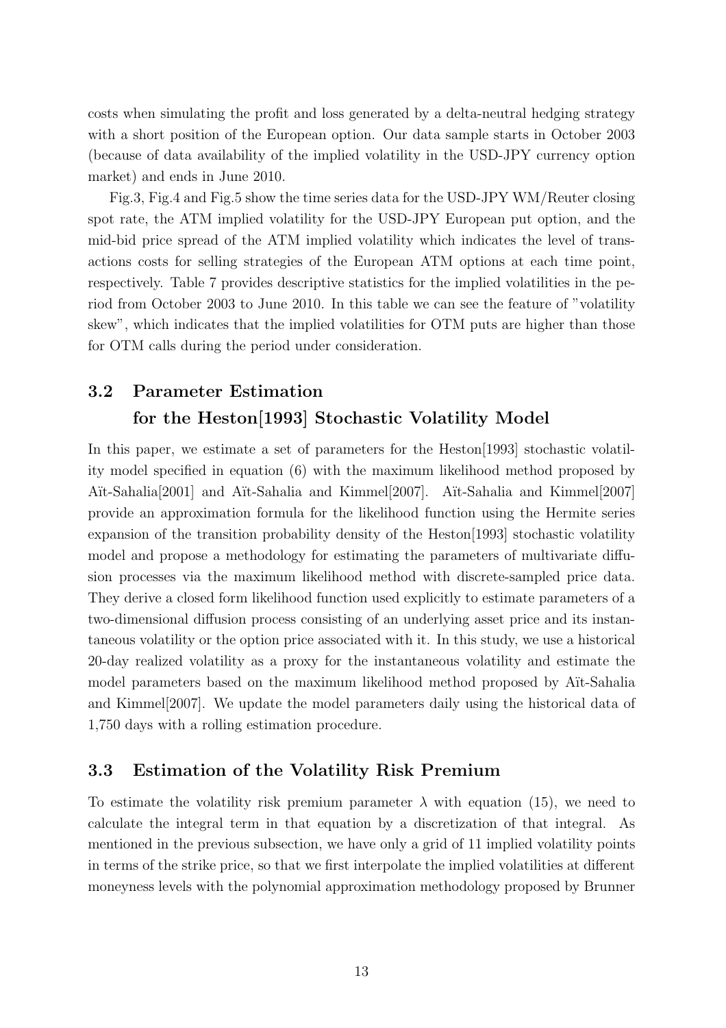costs when simulating the profit and loss generated by a delta-neutral hedging strategy with a short position of the European option. Our data sample starts in October 2003 (because of data availability of the implied volatility in the USD-JPY currency option market) and ends in June 2010.

Fig.3, Fig.4 and Fig.5 show the time series data for the USD-JPY WM/Reuter closing spot rate, the ATM implied volatility for the USD-JPY European put option, and the mid-bid price spread of the ATM implied volatility which indicates the level of transactions costs for selling strategies of the European ATM options at each time point, respectively. Table 7 provides descriptive statistics for the implied volatilities in the period from October 2003 to June 2010. In this table we can see the feature of "volatility skew", which indicates that the implied volatilities for OTM puts are higher than those for OTM calls during the period under consideration.

## 3.2 Parameter Estimation for the Heston[1993] Stochastic Volatility Model

In this paper, we estimate a set of parameters for the Heston[1993] stochastic volatility model specified in equation (6) with the maximum likelihood method proposed by Aït-Sahalia[2001] and Aït-Sahalia and Kimmel[2007]. Aït-Sahalia and Kimmel[2007] provide an approximation formula for the likelihood function using the Hermite series expansion of the transition probability density of the Heston[1993] stochastic volatility model and propose a methodology for estimating the parameters of multivariate diffusion processes via the maximum likelihood method with discrete-sampled price data. They derive a closed form likelihood function used explicitly to estimate parameters of a two-dimensional diffusion process consisting of an underlying asset price and its instantaneous volatility or the option price associated with it. In this study, we use a historical 20-day realized volatility as a proxy for the instantaneous volatility and estimate the model parameters based on the maximum likelihood method proposed by Aït-Sahalia and Kimmel[2007]. We update the model parameters daily using the historical data of 1,750 days with a rolling estimation procedure.

## 3.3 Estimation of the Volatility Risk Premium

To estimate the volatility risk premium parameter $\lambda$ with equation (15), we need to calculate the integral term in that equation by a discretization of that integral. As mentioned in the previous subsection, we have only a grid of 11 implied volatility points in terms of the strike price, so that we first interpolate the implied volatilities at different moneyness levels with the polynomial approximation methodology proposed by Brunner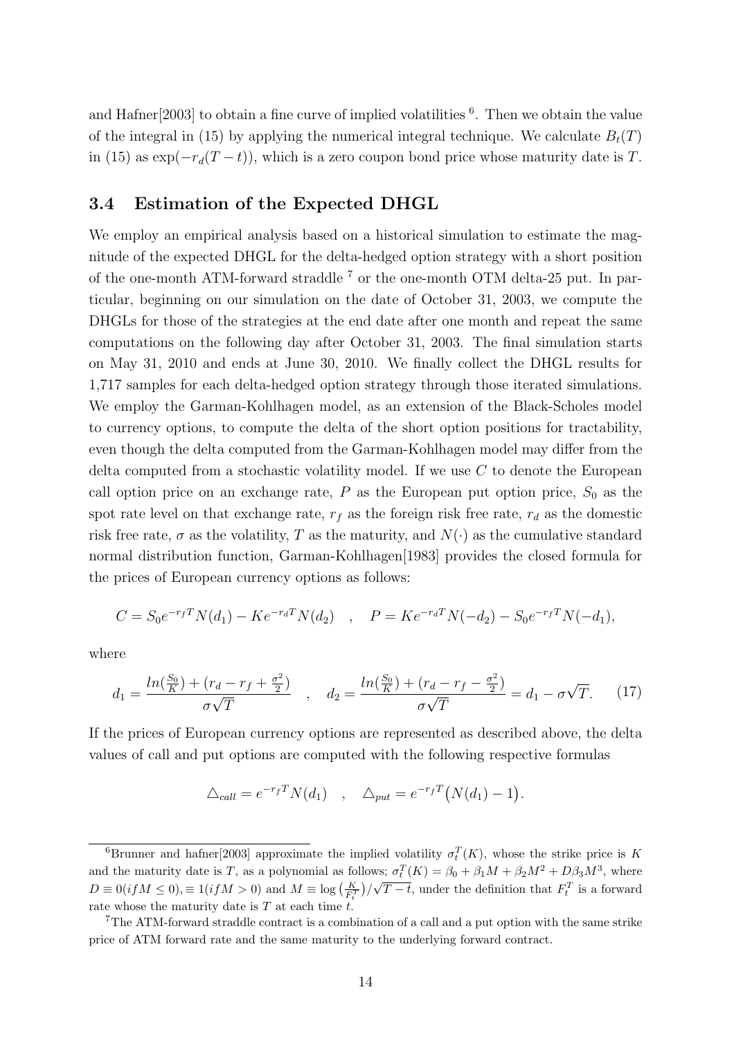and Hafner[2003] to obtain a fine curve of implied volatilities [6]. Then we obtain the value of the integral in (15) by applying the numerical integral technique. We calculate $B_t(T)$ in (15) as $\exp(-r_d(T-t))$, which is a zero coupon bond price whose maturity date is $T$.

### 3.4 Estimation of the Expected DHGL

We employ an empirical analysis based on a historical simulation to estimate the magnitude of the expected DHGL for the delta-hedged option strategy with a short position of the one-month ATM-forward straddle [7] or the one-month OTM delta-25 put. In particular, beginning on our simulation on the date of October 31, 2003, we compute the DHGLs for those of the strategies at the end date after one month and repeat the same computations on the following day after October 31, 2003. The final simulation starts on May 31, 2010 and ends at June 30, 2010. We finally collect the DHGL results for 1,717 samples for each delta-hedged option strategy through those iterated simulations. We employ the Garman-Kohlhagen model, as an extension of the Black-Scholes model to currency options, to compute the delta of the short option positions for tractability, even though the delta computed from the Garman-Kohlhagen model may differ from the delta computed from a stochastic volatility model. If we use $C$ to denote the European call option price on an exchange rate, $P$ as the European put option price, $S_0$ as the spot rate level on that exchange rate, $r_f$ as the foreign risk free rate, $r_d$ as the domestic risk free rate, $\sigma$ as the volatility, $T$ as the maturity, and $N(\cdot)$ as the cumulative standard normal distribution function, Garman-Kohlhagen[1983] provides the closed formula for the prices of European currency options as follows:

$$C = S_0 e^{-r_f T} N(d_1) - K e^{-r_d T} N(d_2) \quad , \quad P = K e^{-r_d T} N(-d_2) - S_0 e^{-r_f T} N(-d_1),$$

where

$$d_1 = \frac{ln(\frac{S_0}{K}) + (r_d - r_f + \frac{\sigma^2}{2})}{\sigma\sqrt{T}} \quad , \quad d_2 = \frac{ln(\frac{S_0}{K}) + (r_d - r_f - \frac{\sigma^2}{2})}{\sigma\sqrt{T}} = d_1 - \sigma\sqrt{T}. \tag{17}$$

If the prices of European currency options are represented as described above, the delta values of call and put options are computed with the following respective formulas

$$\triangle_{call} = e^{-r_f T} N(d_1) \quad , \quad \triangle_{put} = e^{-r_f T}\big(N(d_1) - 1\big).$$

---

[6] Brunner and hafner[2003] approximate the implied volatility $\sigma_t^T(K)$, whose the strike price is $K$ and the maturity date is $T$, as a polynomial as follows; $\sigma_t^T(K) = \beta_0 + \beta_1 M + \beta_2 M^2 + D\beta_3 M^3$, where $D \equiv 0(if M \leq 0), \equiv 1(if M > 0)$ and $M \equiv \log\big(\frac{K}{F_t^T}\big)/\sqrt{T-t}$, under the definition that $F_t^T$ is a forward rate whose the maturity date is $T$ at each time $t$.

[7] The ATM-forward straddle contract is a combination of a call and a put option with the same strike price of ATM forward rate and the same maturity to the underlying forward contract.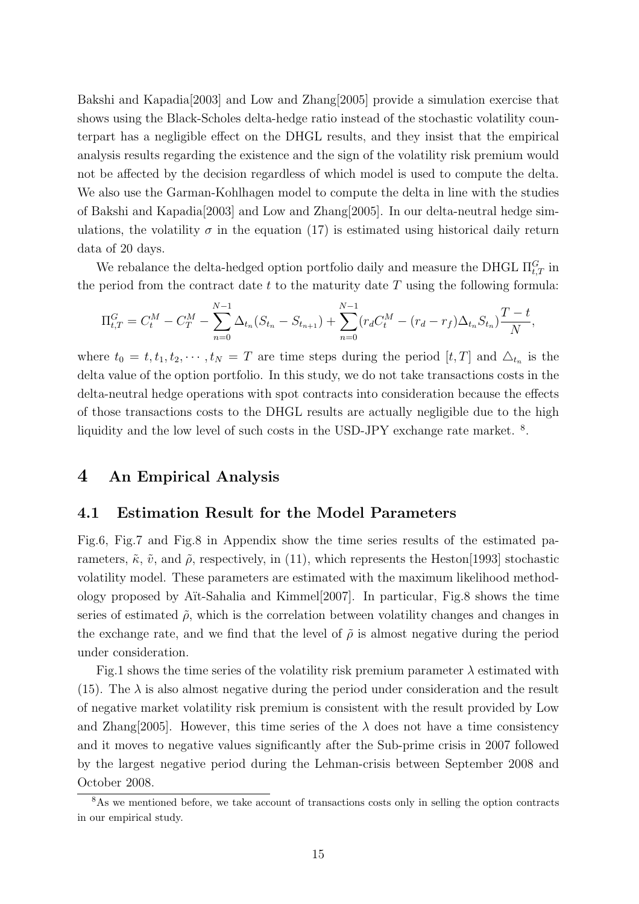Bakshi and Kapadia[2003] and Low and Zhang[2005] provide a simulation exercise that shows using the Black-Scholes delta-hedge ratio instead of the stochastic volatility counterpart has a negligible effect on the DHGL results, and they insist that the empirical analysis results regarding the existence and the sign of the volatility risk premium would not be affected by the decision regardless of which model is used to compute the delta. We also use the Garman-Kohlhagen model to compute the delta in line with the studies of Bakshi and Kapadia[2003] and Low and Zhang[2005]. In our delta-neutral hedge simulations, the volatility $\sigma$ in the equation (17) is estimated using historical daily return data of 20 days.

We rebalance the delta-hedged option portfolio daily and measure the DHGL $\Pi^G_{t,T}$ in the period from the contract date $t$ to the maturity date $T$ using the following formula:

$$\Pi^G_{t,T} = C^M_t - C^M_T - \sum_{n=0}^{N-1} \Delta_{t_n}(S_{t_n} - S_{t_{n+1}}) + \sum_{n=0}^{N-1} (r_d C^M_t - (r_d - r_f)\Delta_{t_n} S_{t_n}) \frac{T-t}{N},$$

where $t_0 = t, t_1, t_2, \cdots, t_N = T$ are time steps during the period $[t, T]$ and $\triangle_{t_n}$ is the delta value of the option portfolio. In this study, we do not take transactions costs in the delta-neutral hedge operations with spot contracts into consideration because the effects of those transactions costs to the DHGL results are actually negligible due to the high liquidity and the low level of such costs in the USD-JPY exchange rate market. [8].

## 4 An Empirical Analysis

### 4.1 Estimation Result for the Model Parameters

Fig.6, Fig.7 and Fig.8 in Appendix show the time series results of the estimated parameters, $\tilde{\kappa}$, $\tilde{v}$, and $\tilde{\rho}$, respectively, in (11), which represents the Heston[1993] stochastic volatility model. These parameters are estimated with the maximum likelihood methodology proposed by Aït-Sahalia and Kimmel[2007]. In particular, Fig.8 shows the time series of estimated $\tilde{\rho}$, which is the correlation between volatility changes and changes in the exchange rate, and we find that the level of $\tilde{\rho}$ is almost negative during the period under consideration.

Fig.1 shows the time series of the volatility risk premium parameter $\lambda$ estimated with (15). The $\lambda$ is also almost negative during the period under consideration and the result of negative market volatility risk premium is consistent with the result provided by Low and Zhang[2005]. However, this time series of the $\lambda$ does not have a time consistency and it moves to negative values significantly after the Sub-prime crisis in 2007 followed by the largest negative period during the Lehman-crisis between September 2008 and October 2008.

[8] As we mentioned before, we take account of transactions costs only in selling the option contracts in our empirical study.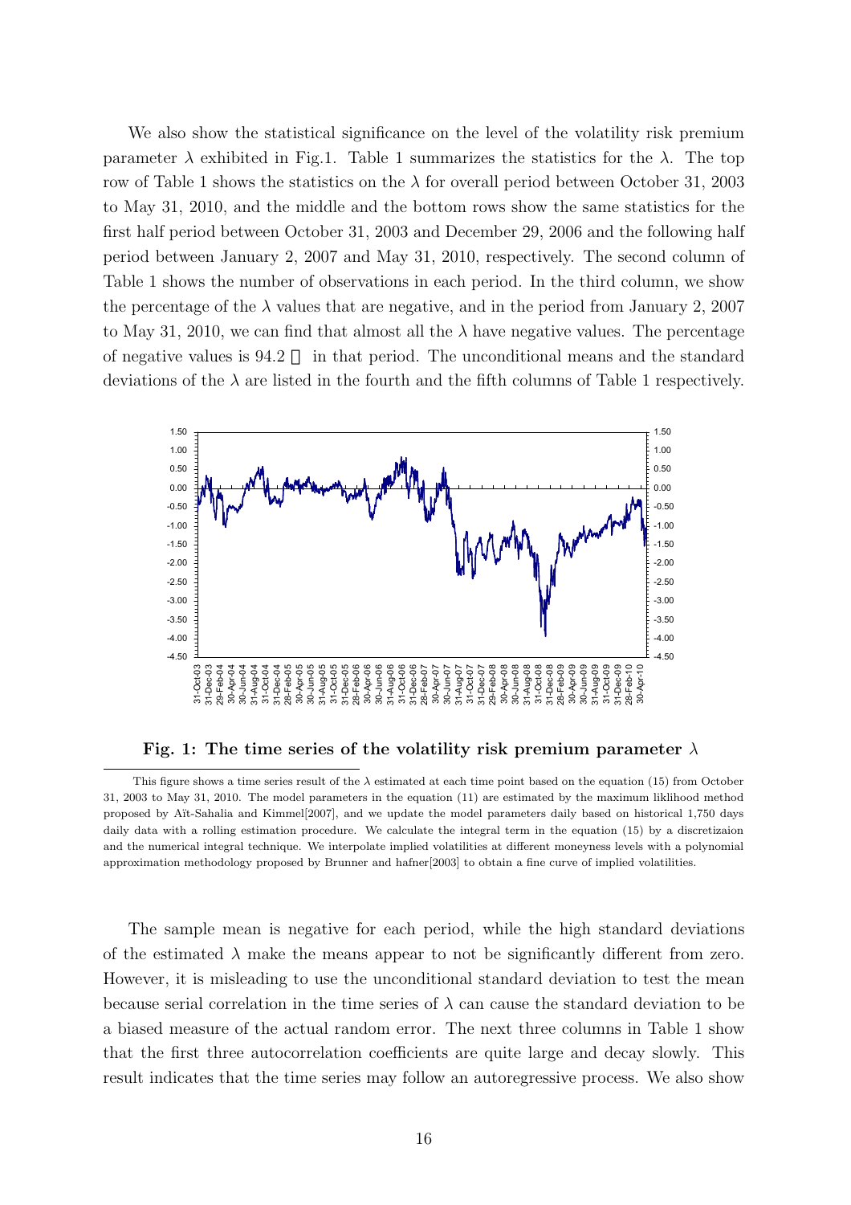We also show the statistical significance on the level of the volatility risk premium parameter $\lambda$ exhibited in Fig.1. Table 1 summarizes the statistics for the $\lambda$. The top row of Table 1 shows the statistics on the $\lambda$ for overall period between October 31, 2003 to May 31, 2010, and the middle and the bottom rows show the same statistics for the first half period between October 31, 2003 and December 29, 2006 and the following half period between January 2, 2007 and May 31, 2010, respectively. The second column of Table 1 shows the number of observations in each period. In the third column, we show the percentage of the $\lambda$ values that are negative, and in the period from January 2, 2007 to May 31, 2010, we can find that almost all the $\lambda$ have negative values. The percentage of negative values is 94.2 ％ in that period. The unconditional means and the standard deviations of the $\lambda$ are listed in the fourth and the fifth columns of Table 1 respectively.

**Fig. 1: The time series of the volatility risk premium parameter $\lambda$**

This figure shows a time series result of the $\lambda$ estimated at each time point based on the equation (15) from October 31, 2003 to May 31, 2010. The model parameters in the equation (11) are estimated by the maximum liklihood method proposed by Aït-Sahalia and Kimmel[2007], and we update the model parameters daily based on historical 1,750 days daily data with a rolling estimation procedure. We calculate the integral term in the equation (15) by a discretizaion and the numerical integral technique. We interpolate implied volatilities at different moneyness levels with a polynomial approximation methodology proposed by Brunner and hafner[2003] to obtain a fine curve of implied volatilities.

The sample mean is negative for each period, while the high standard deviations of the estimated $\lambda$ make the means appear to not be significantly different from zero. However, it is misleading to use the unconditional standard deviation to test the mean because serial correlation in the time series of $\lambda$ can cause the standard deviation to be a biased measure of the actual random error. The next three columns in Table 1 show that the first three autocorrelation coefficients are quite large and decay slowly. This result indicates that the time series may follow an autoregressive process. We also show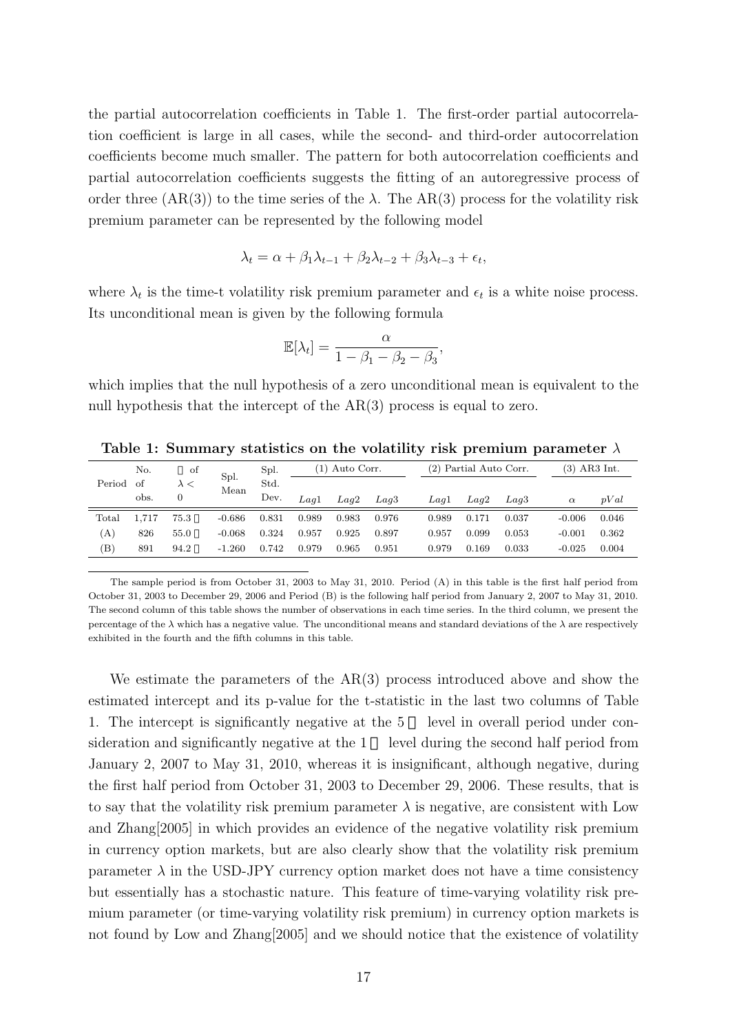the partial autocorrelation coefficients in Table 1. The first-order partial autocorrelation coefficient is large in all cases, while the second- and third-order autocorrelation coefficients become much smaller. The pattern for both autocorrelation coefficients and partial autocorrelation coefficients suggests the fitting of an autoregressive process of order three (AR(3)) to the time series of the $\lambda$. The AR(3) process for the volatility risk premium parameter can be represented by the following model

$$\lambda_t = \alpha + \beta_1 \lambda_{t-1} + \beta_2 \lambda_{t-2} + \beta_3 \lambda_{t-3} + \epsilon_t,$$

where $\lambda_t$ is the time-t volatility risk premium parameter and $\epsilon_t$ is a white noise process. Its unconditional mean is given by the following formula

$$\mathbb{E}[\lambda_t] = \frac{\alpha}{1 - \beta_1 - \beta_2 - \beta_3},$$

which implies that the null hypothesis of a zero unconditional mean is equivalent to the null hypothesis that the intercept of the AR(3) process is equal to zero.

**Table 1: Summary statistics on the volatility risk premium parameter $\lambda$**

| Period | No. of obs. | % of $\lambda <$ 0 | Spl. Mean | Spl. Std. Dev. | (1) Auto Corr. | | | (2) Partial Auto Corr. | | | (3) AR3 Int. | |
|---|---|---|---|---|---|---|---|---|---|---|---|---|
| | | | | | *Lag1* | *Lag2* | *Lag3* | *Lag1* | *Lag2* | *Lag3* | $\alpha$ | *pVal* |
| Total | 1,717 | 75.3 % | -0.686 | 0.831 | 0.989 | 0.983 | 0.976 | 0.989 | 0.171 | 0.037 | -0.006 | 0.046 |
| (A) | 826 | 55.0 % | -0.068 | 0.324 | 0.957 | 0.925 | 0.897 | 0.957 | 0.099 | 0.053 | -0.001 | 0.362 |
| (B) | 891 | 94.2 % | -1.260 | 0.742 | 0.979 | 0.965 | 0.951 | 0.979 | 0.169 | 0.033 | -0.025 | 0.004 |

The sample period is from October 31, 2003 to May 31, 2010. Period (A) in this table is the first half period from October 31, 2003 to December 29, 2006 and Period (B) is the following half period from January 2, 2007 to May 31, 2010. The second column of this table shows the number of observations in each time series. In the third column, we present the percentage of the $\lambda$ which has a negative value. The unconditional means and standard deviations of the $\lambda$ are respectively exhibited in the fourth and the fifth columns in this table.

We estimate the parameters of the AR(3) process introduced above and show the estimated intercept and its p-value for the t-statistic in the last two columns of Table 1. The intercept is significantly negative at the 5 % level in overall period under consideration and significantly negative at the 1 % level during the second half period from January 2, 2007 to May 31, 2010, whereas it is insignificant, although negative, during the first half period from October 31, 2003 to December 29, 2006. These results, that is to say that the volatility risk premium parameter $\lambda$ is negative, are consistent with Low and Zhang[2005] in which provides an evidence of the negative volatility risk premium in currency option markets, but are also clearly show that the volatility risk premium parameter $\lambda$ in the USD-JPY currency option market does not have a time consistency but essentially has a stochastic nature. This feature of time-varying volatility risk premium parameter (or time-varying volatility risk premium) in currency option markets is not found by Low and Zhang[2005] and we should notice that the existence of volatility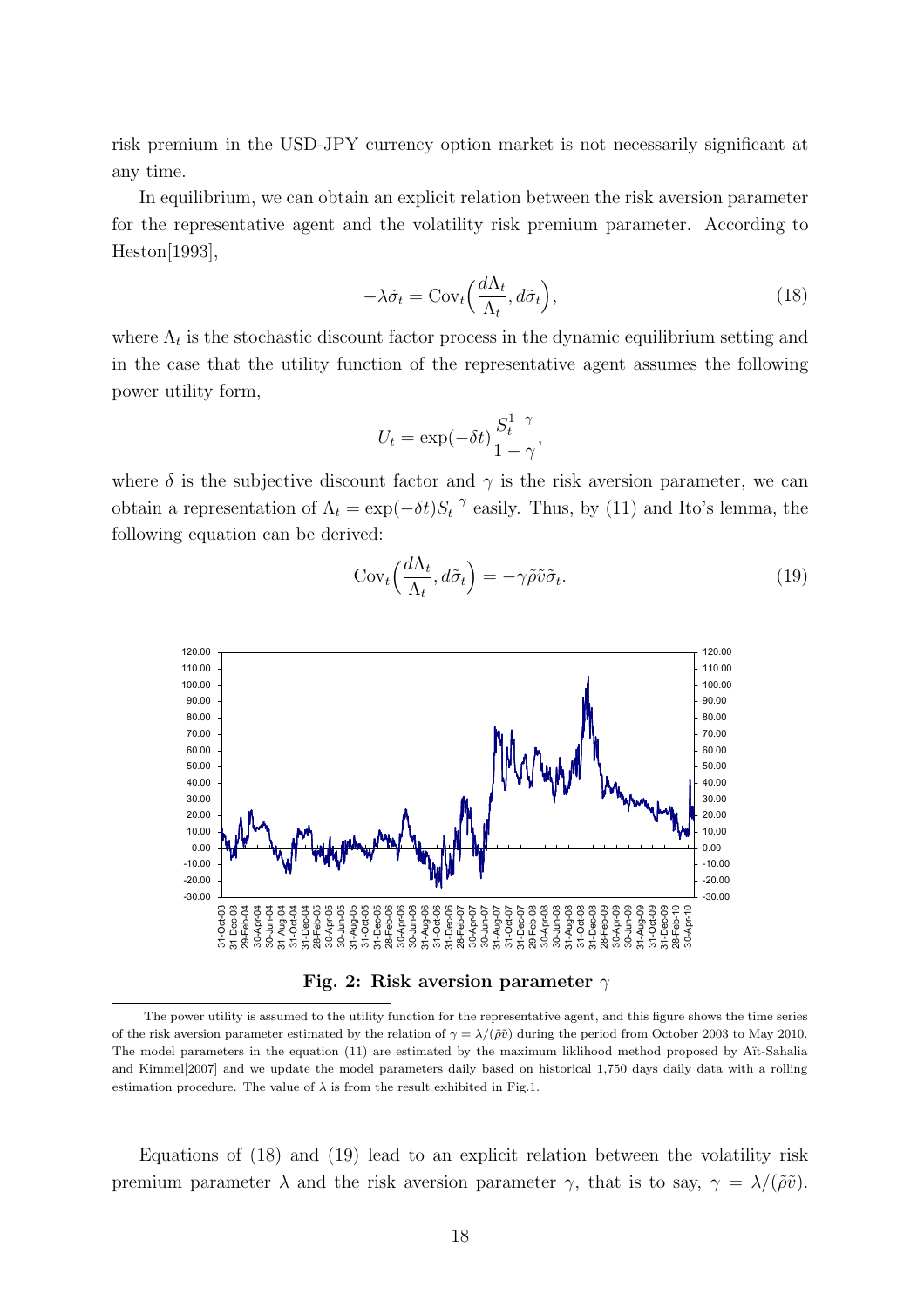risk premium in the USD-JPY currency option market is not necessarily significant at any time.

In equilibrium, we can obtain an explicit relation between the risk aversion parameter for the representative agent and the volatility risk premium parameter. According to Heston[1993],

$$-\lambda\tilde{\sigma}_t = \mathrm{Cov}_t\Big(\frac{d\Lambda_t}{\Lambda_t}, d\tilde{\sigma}_t\Big), \tag{18}$$

where $\Lambda_t$ is the stochastic discount factor process in the dynamic equilibrium setting and in the case that the utility function of the representative agent assumes the following power utility form,

$$U_t = \exp(-\delta t)\frac{S_t^{1-\gamma}}{1-\gamma},$$

where $\delta$ is the subjective discount factor and $\gamma$ is the risk aversion parameter, we can obtain a representation of $\Lambda_t = \exp(-\delta t)S_t^{-\gamma}$ easily. Thus, by (11) and Ito's lemma, the following equation can be derived:

$$\mathrm{Cov}_t\Big(\frac{d\Lambda_t}{\Lambda_t}, d\tilde{\sigma}_t\Big) = -\gamma\tilde{\rho}\tilde{v}\tilde{\sigma}_t. \tag{19}$$

**Fig. 2: Risk aversion parameter $\gamma$**

The power utility is assumed to the utility function for the representative agent, and this figure shows the time series of the risk aversion parameter estimated by the relation of $\gamma = \lambda/(\tilde{\rho}\tilde{v})$ during the period from October 2003 to May 2010. The model parameters in the equation (11) are estimated by the maximum liklihood method proposed by Aït-Sahalia and Kimmel[2007] and we update the model parameters daily based on historical 1,750 days daily data with a rolling estimation procedure. The value of $\lambda$ is from the result exhibited in Fig.1.

Equations of (18) and (19) lead to an explicit relation between the volatility risk premium parameter $\lambda$ and the risk aversion parameter $\gamma$, that is to say, $\gamma = \lambda/(\tilde{\rho}\tilde{v})$.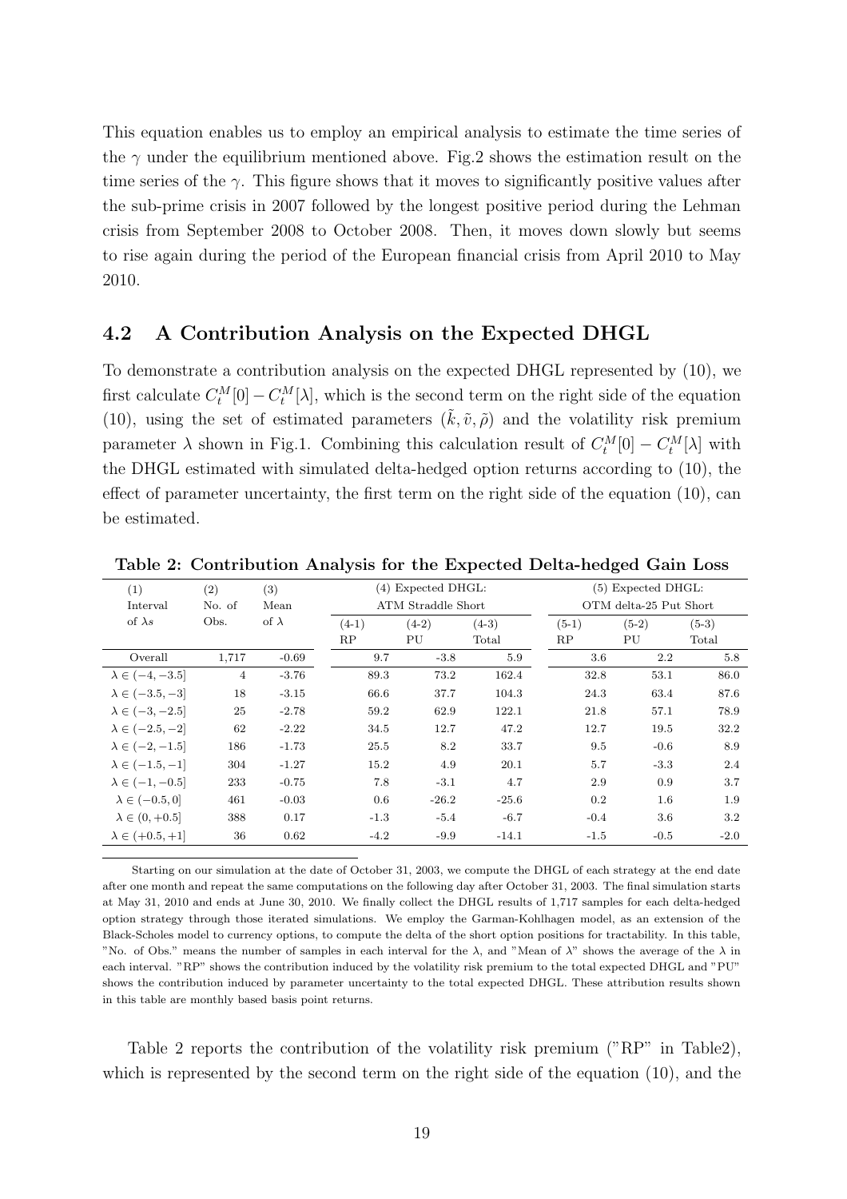This equation enables us to employ an empirical analysis to estimate the time series of the $\gamma$ under the equilibrium mentioned above. Fig.2 shows the estimation result on the time series of the $\gamma$. This figure shows that it moves to significantly positive values after the sub-prime crisis in 2007 followed by the longest positive period during the Lehman crisis from September 2008 to October 2008. Then, it moves down slowly but seems to rise again during the period of the European financial crisis from April 2010 to May 2010.

## 4.2 A Contribution Analysis on the Expected DHGL

To demonstrate a contribution analysis on the expected DHGL represented by (10), we first calculate $C_t^M[0] - C_t^M[\lambda]$, which is the second term on the right side of the equation (10), using the set of estimated parameters $(\tilde{k}, \tilde{v}, \tilde{\rho})$ and the volatility risk premium parameter $\lambda$ shown in Fig.1. Combining this calculation result of $C_t^M[0] - C_t^M[\lambda]$ with the DHGL estimated with simulated delta-hedged option returns according to (10), the effect of parameter uncertainty, the first term on the right side of the equation (10), can be estimated.

**Table 2: Contribution Analysis for the Expected Delta-hedged Gain Loss**

| (1) Interval of $\lambda$s | (2) No. of Obs. | (3) Mean of $\lambda$ | (4) Expected DHGL: ATM Straddle Short | | | (5) Expected DHGL: OTM delta-25 Put Short | | |
|---|---|---|---|---|---|---|---|---|
| | | | (4-1) RP | (4-2) PU | (4-3) Total | (5-1) RP | (5-2) PU | (5-3) Total |
| Overall | 1,717 | -0.69 | 9.7 | -3.8 | 5.9 | 3.6 | 2.2 | 5.8 |
| $\lambda \in (-4, -3.5]$ | 4 | -3.76 | 89.3 | 73.2 | 162.4 | 32.8 | 53.1 | 86.0 |
| $\lambda \in (-3.5, -3]$ | 18 | -3.15 | 66.6 | 37.7 | 104.3 | 24.3 | 63.4 | 87.6 |
| $\lambda \in (-3, -2.5]$ | 25 | -2.78 | 59.2 | 62.9 | 122.1 | 21.8 | 57.1 | 78.9 |
| $\lambda \in (-2.5, -2]$ | 62 | -2.22 | 34.5 | 12.7 | 47.2 | 12.7 | 19.5 | 32.2 |
| $\lambda \in (-2, -1.5]$ | 186 | -1.73 | 25.5 | 8.2 | 33.7 | 9.5 | -0.6 | 8.9 |
| $\lambda \in (-1.5, -1]$ | 304 | -1.27 | 15.2 | 4.9 | 20.1 | 5.7 | -3.3 | 2.4 |
| $\lambda \in (-1, -0.5]$ | 233 | -0.75 | 7.8 | -3.1 | 4.7 | 2.9 | 0.9 | 3.7 |
| $\lambda \in (-0.5, 0]$ | 461 | -0.03 | 0.6 | -26.2 | -25.6 | 0.2 | 1.6 | 1.9 |
| $\lambda \in (0, +0.5]$ | 388 | 0.17 | -1.3 | -5.4 | -6.7 | -0.4 | 3.6 | 3.2 |
| $\lambda \in (+0.5, +1]$ | 36 | 0.62 | -4.2 | -9.9 | -14.1 | -1.5 | -0.5 | -2.0 |

Starting on our simulation at the date of October 31, 2003, we compute the DHGL of each strategy at the end date after one month and repeat the same computations on the following day after October 31, 2003. The final simulation starts at May 31, 2010 and ends at June 30, 2010. We finally collect the DHGL results of 1,717 samples for each delta-hedged option strategy through those iterated simulations. We employ the Garman-Kohlhagen model, as an extension of the Black-Scholes model to currency options, to compute the delta of the short option positions for tractability. In this table, "No. of Obs." means the number of samples in each interval for the $\lambda$, and "Mean of $\lambda$" shows the average of the $\lambda$ in each interval. "RP" shows the contribution induced by the volatility risk premium to the total expected DHGL and "PU" shows the contribution induced by parameter uncertainty to the total expected DHGL. These attribution results shown in this table are monthly based basis point returns.

Table 2 reports the contribution of the volatility risk premium ("RP" in Table2), which is represented by the second term on the right side of the equation (10), and the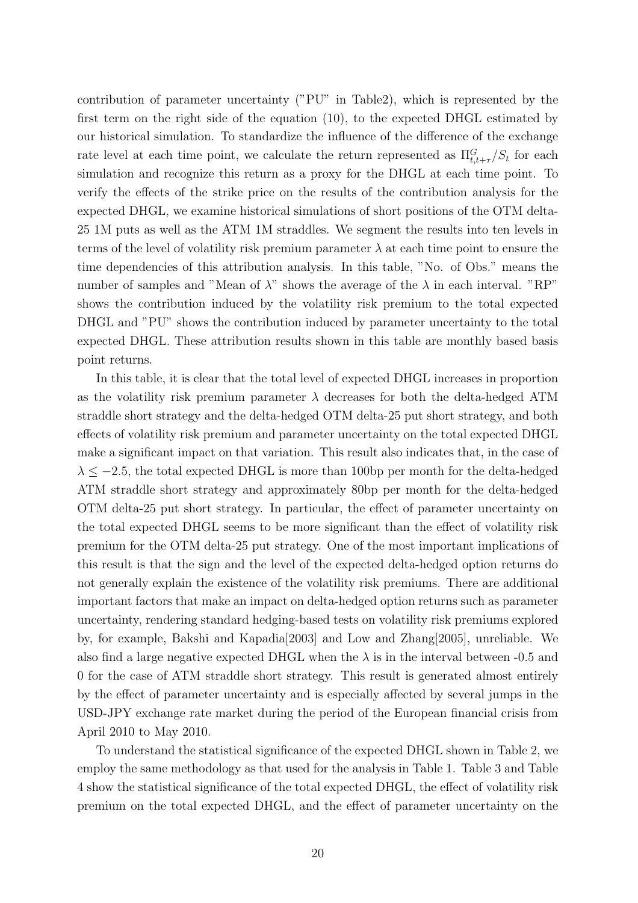contribution of parameter uncertainty ("PU" in Table2), which is represented by the first term on the right side of the equation (10), to the expected DHGL estimated by our historical simulation. To standardize the influence of the difference of the exchange rate level at each time point, we calculate the return represented as $\Pi^G_{t,t+\tau}/S_t$ for each simulation and recognize this return as a proxy for the DHGL at each time point. To verify the effects of the strike price on the results of the contribution analysis for the expected DHGL, we examine historical simulations of short positions of the OTM delta-25 1M puts as well as the ATM 1M straddles. We segment the results into ten levels in terms of the level of volatility risk premium parameter $\lambda$ at each time point to ensure the time dependencies of this attribution analysis. In this table, "No. of Obs." means the number of samples and "Mean of $\lambda$" shows the average of the $\lambda$ in each interval. "RP" shows the contribution induced by the volatility risk premium to the total expected DHGL and "PU" shows the contribution induced by parameter uncertainty to the total expected DHGL. These attribution results shown in this table are monthly based basis point returns.

In this table, it is clear that the total level of expected DHGL increases in proportion as the volatility risk premium parameter $\lambda$ decreases for both the delta-hedged ATM straddle short strategy and the delta-hedged OTM delta-25 put short strategy, and both effects of volatility risk premium and parameter uncertainty on the total expected DHGL make a significant impact on that variation. This result also indicates that, in the case of $\lambda \leq -2.5$, the total expected DHGL is more than 100bp per month for the delta-hedged ATM straddle short strategy and approximately 80bp per month for the delta-hedged OTM delta-25 put short strategy. In particular, the effect of parameter uncertainty on the total expected DHGL seems to be more significant than the effect of volatility risk premium for the OTM delta-25 put strategy. One of the most important implications of this result is that the sign and the level of the expected delta-hedged option returns do not generally explain the existence of the volatility risk premiums. There are additional important factors that make an impact on delta-hedged option returns such as parameter uncertainty, rendering standard hedging-based tests on volatility risk premiums explored by, for example, Bakshi and Kapadia[2003] and Low and Zhang[2005], unreliable. We also find a large negative expected DHGL when the $\lambda$ is in the interval between -0.5 and 0 for the case of ATM straddle short strategy. This result is generated almost entirely by the effect of parameter uncertainty and is especially affected by several jumps in the USD-JPY exchange rate market during the period of the European financial crisis from April 2010 to May 2010.

To understand the statistical significance of the expected DHGL shown in Table 2, we employ the same methodology as that used for the analysis in Table 1. Table 3 and Table 4 show the statistical significance of the total expected DHGL, the effect of volatility risk premium on the total expected DHGL, and the effect of parameter uncertainty on the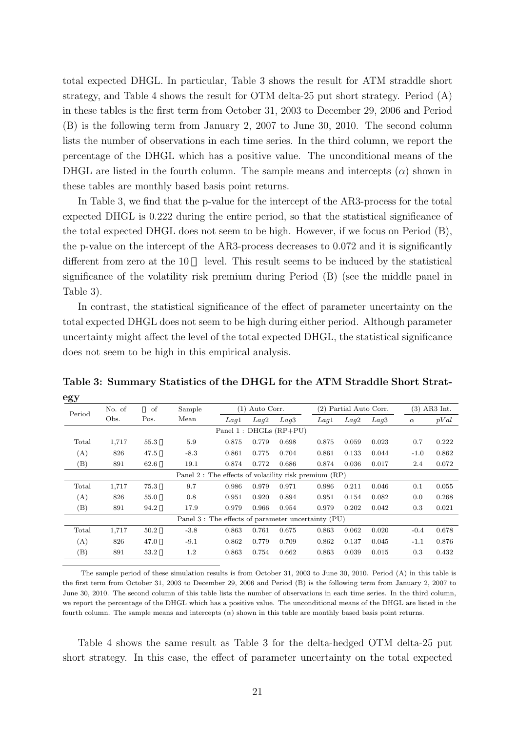total expected DHGL. In particular, Table 3 shows the result for ATM straddle short strategy, and Table 4 shows the result for OTM delta-25 put short strategy. Period (A) in these tables is the first term from October 31, 2003 to December 29, 2006 and Period (B) is the following term from January 2, 2007 to June 30, 2010. The second column lists the number of observations in each time series. In the third column, we report the percentage of the DHGL which has a positive value. The unconditional means of the DHGL are listed in the fourth column. The sample means and intercepts ($\alpha$) shown in these tables are monthly based basis point returns.

In Table 3, we find that the p-value for the intercept of the AR3-process for the total expected DHGL is 0.222 during the entire period, so that the statistical significance of the total expected DHGL does not seem to be high. However, if we focus on Period (B), the p-value on the intercept of the AR3-process decreases to 0.072 and it is significantly different from zero at the 10％ level. This result seems to be induced by the statistical significance of the volatility risk premium during Period (B) (see the middle panel in Table 3).

In contrast, the statistical significance of the effect of parameter uncertainty on the total expected DHGL does not seem to be high during either period. Although parameter uncertainty might affect the level of the total expected DHGL, the statistical significance does not seem to be high in this empirical analysis.

**Table 3: Summary Statistics of the DHGL for the ATM Straddle Short Strategy**

| Period | No. of Obs. | ％ of Pos. | Sample Mean | (1) Auto Corr. | | | (2) Partial Auto Corr. | | | (3) AR3 Int. | |
|---|---|---|---|---|---|---|---|---|---|---|---|
| | | | | *Lag1* | *Lag2* | *Lag3* | *Lag1* | *Lag2* | *Lag3* | $\alpha$ | *pVal* |
| Panel 1 : DHGLs (RP+PU) | | | | | | | | | | | |
| Total | 1,717 | 55.3％ | 5.9 | 0.875 | 0.779 | 0.698 | 0.875 | 0.059 | 0.023 | 0.7 | 0.222 |
| (A) | 826 | 47.5％ | -8.3 | 0.861 | 0.775 | 0.704 | 0.861 | 0.133 | 0.044 | -1.0 | 0.862 |
| (B) | 891 | 62.6％ | 19.1 | 0.874 | 0.772 | 0.686 | 0.874 | 0.036 | 0.017 | 2.4 | 0.072 |
| Panel 2 : The effects of volatility risk premium (RP) | | | | | | | | | | | |
| Total | 1,717 | 75.3％ | 9.7 | 0.986 | 0.979 | 0.971 | 0.986 | 0.211 | 0.046 | 0.1 | 0.055 |
| (A) | 826 | 55.0％ | 0.8 | 0.951 | 0.920 | 0.894 | 0.951 | 0.154 | 0.082 | 0.0 | 0.268 |
| (B) | 891 | 94.2％ | 17.9 | 0.979 | 0.966 | 0.954 | 0.979 | 0.202 | 0.042 | 0.3 | 0.021 |
| Panel 3 : The effects of parameter uncertainty (PU) | | | | | | | | | | | |
| Total | 1,717 | 50.2％ | -3.8 | 0.863 | 0.761 | 0.675 | 0.863 | 0.062 | 0.020 | -0.4 | 0.678 |
| (A) | 826 | 47.0％ | -9.1 | 0.862 | 0.779 | 0.709 | 0.862 | 0.137 | 0.045 | -1.1 | 0.876 |
| (B) | 891 | 53.2％ | 1.2 | 0.863 | 0.754 | 0.662 | 0.863 | 0.039 | 0.015 | 0.3 | 0.432 |

The sample period of these simulation results is from October 31, 2003 to June 30, 2010. Period (A) in this table is the first term from October 31, 2003 to December 29, 2006 and Period (B) is the following term from January 2, 2007 to June 30, 2010. The second column of this table lists the number of observations in each time series. In the third column, we report the percentage of the DHGL which has a positive value. The unconditional means of the DHGL are listed in the fourth column. The sample means and intercepts ($\alpha$) shown in this table are monthly based basis point returns.

Table 4 shows the same result as Table 3 for the delta-hedged OTM delta-25 put short strategy. In this case, the effect of parameter uncertainty on the total expected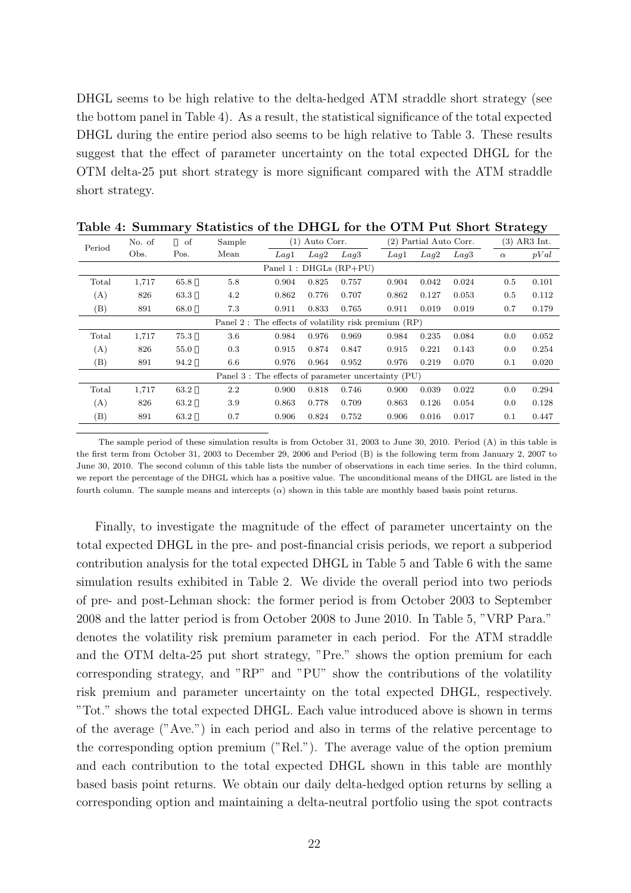DHGL seems to be high relative to the delta-hedged ATM straddle short strategy (see the bottom panel in Table 4). As a result, the statistical significance of the total expected DHGL during the entire period also seems to be high relative to Table 3. These results suggest that the effect of parameter uncertainty on the total expected DHGL for the OTM delta-25 put short strategy is more significant compared with the ATM straddle short strategy.

**Table 4: Summary Statistics of the DHGL for the OTM Put Short Strategy**

| Period | No. of Obs. | % of Pos. | Sample Mean | (1) Auto Corr. | | | (2) Partial Auto Corr. | | | (3) AR3 Int. | |
|---|---|---|---|---|---|---|---|---|---|---|---|
| | | | | *Lag*1 | *Lag*2 | *Lag*3 | *Lag*1 | *Lag*2 | *Lag*3 | $\alpha$ | *pVal* |
| Panel 1 : DHGLs (RP+PU) | | | | | | | | | | | |
| Total | 1,717 | 65.8 % | 5.8 | 0.904 | 0.825 | 0.757 | 0.904 | 0.042 | 0.024 | 0.5 | 0.101 |
| (A) | 826 | 63.3 % | 4.2 | 0.862 | 0.776 | 0.707 | 0.862 | 0.127 | 0.053 | 0.5 | 0.112 |
| (B) | 891 | 68.0 % | 7.3 | 0.911 | 0.833 | 0.765 | 0.911 | 0.019 | 0.019 | 0.7 | 0.179 |
| Panel 2 : The effects of volatility risk premium (RP) | | | | | | | | | | | |
| Total | 1,717 | 75.3 % | 3.6 | 0.984 | 0.976 | 0.969 | 0.984 | 0.235 | 0.084 | 0.0 | 0.052 |
| (A) | 826 | 55.0 % | 0.3 | 0.915 | 0.874 | 0.847 | 0.915 | 0.221 | 0.143 | 0.0 | 0.254 |
| (B) | 891 | 94.2 % | 6.6 | 0.976 | 0.964 | 0.952 | 0.976 | 0.219 | 0.070 | 0.1 | 0.020 |
| Panel 3 : The effects of parameter uncertainty (PU) | | | | | | | | | | | |
| Total | 1,717 | 63.2 % | 2.2 | 0.900 | 0.818 | 0.746 | 0.900 | 0.039 | 0.022 | 0.0 | 0.294 |
| (A) | 826 | 63.2 % | 3.9 | 0.863 | 0.778 | 0.709 | 0.863 | 0.126 | 0.054 | 0.0 | 0.128 |
| (B) | 891 | 63.2 % | 0.7 | 0.906 | 0.824 | 0.752 | 0.906 | 0.016 | 0.017 | 0.1 | 0.447 |

The sample period of these simulation results is from October 31, 2003 to June 30, 2010. Period (A) in this table is the first term from October 31, 2003 to December 29, 2006 and Period (B) is the following term from January 2, 2007 to June 30, 2010. The second column of this table lists the number of observations in each time series. In the third column, we report the percentage of the DHGL which has a positive value. The unconditional means of the DHGL are listed in the fourth column. The sample means and intercepts ($\alpha$) shown in this table are monthly based basis point returns.

Finally, to investigate the magnitude of the effect of parameter uncertainty on the total expected DHGL in the pre- and post-financial crisis periods, we report a subperiod contribution analysis for the total expected DHGL in Table 5 and Table 6 with the same simulation results exhibited in Table 2. We divide the overall period into two periods of pre- and post-Lehman shock: the former period is from October 2003 to September 2008 and the latter period is from October 2008 to June 2010. In Table 5, "VRP Para." denotes the volatility risk premium parameter in each period. For the ATM straddle and the OTM delta-25 put short strategy, "Pre." shows the option premium for each corresponding strategy, and "RP" and "PU" show the contributions of the volatility risk premium and parameter uncertainty on the total expected DHGL, respectively. "Tot." shows the total expected DHGL. Each value introduced above is shown in terms of the average ("Ave.") in each period and also in terms of the relative percentage to the corresponding option premium ("Rel."). The average value of the option premium and each contribution to the total expected DHGL shown in this table are monthly based basis point returns. We obtain our daily delta-hedged option returns by selling a corresponding option and maintaining a delta-neutral portfolio using the spot contracts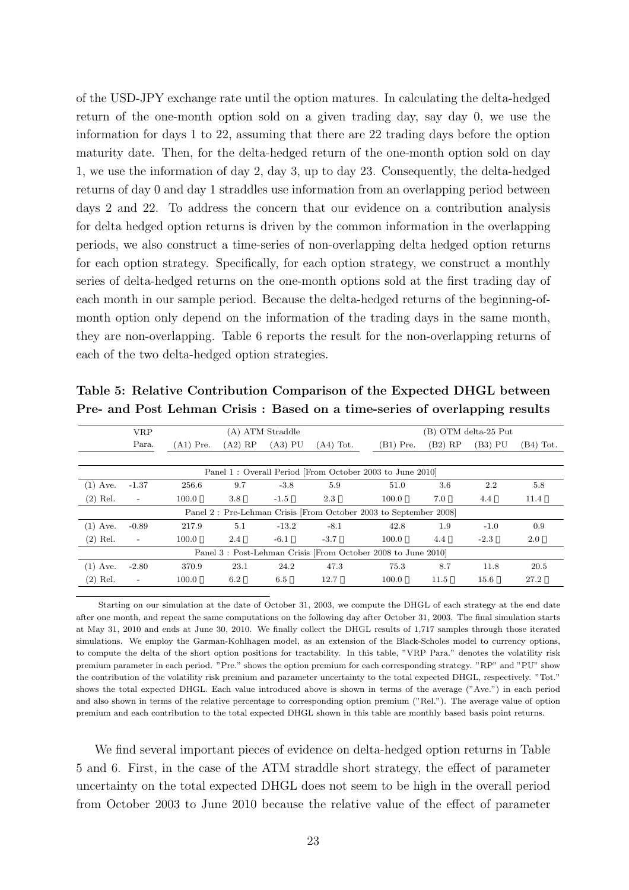of the USD-JPY exchange rate until the option matures. In calculating the delta-hedged return of the one-month option sold on a given trading day, say day 0, we use the information for days 1 to 22, assuming that there are 22 trading days before the option maturity date. Then, for the delta-hedged return of the one-month option sold on day 1, we use the information of day 2, day 3, up to day 23. Consequently, the delta-hedged returns of day 0 and day 1 straddles use information from an overlapping period between days 2 and 22. To address the concern that our evidence on a contribution analysis for delta hedged option returns is driven by the common information in the overlapping periods, we also construct a time-series of non-overlapping delta hedged option returns for each option strategy. Specifically, for each option strategy, we construct a monthly series of delta-hedged returns on the one-month options sold at the first trading day of each month in our sample period. Because the delta-hedged returns of the beginning-of-month option only depend on the information of the trading days in the same month, they are non-overlapping. Table 6 reports the result for the non-overlapping returns of each of the two delta-hedged option strategies.

**Table 5: Relative Contribution Comparison of the Expected DHGL between Pre- and Post Lehman Crisis : Based on a time-series of overlapping results**

| | VRP Para. | (A) ATM Straddle (A1) Pre. | (A2) RP | (A3) PU | (A4) Tot. | (B) OTM delta-25 Put (B1) Pre. | (B2) RP | (B3) PU | (B4) Tot. |
|---|---|---|---|---|---|---|---|---|---|
| Panel 1 : Overall Period [From October 2003 to June 2010] | | | | | | | | | |
| (1) Ave. | -1.37 | 256.6 | 9.7 | -3.8 | 5.9 | 51.0 | 3.6 | 2.2 | 5.8 |
| (2) Rel. | - | 100.0 | 3.8 | -1.5 | 2.3 | 100.0 | 7.0 | 4.4 | 11.4 |
| Panel 2 : Pre-Lehman Crisis [From October 2003 to September 2008] | | | | | | | | | |
| (1) Ave. | -0.89 | 217.9 | 5.1 | -13.2 | -8.1 | 42.8 | 1.9 | -1.0 | 0.9 |
| (2) Rel. | - | 100.0 | 2.4 | -6.1 | -3.7 | 100.0 | 4.4 | -2.3 | 2.0 |
| Panel 3 : Post-Lehman Crisis [From October 2008 to June 2010] | | | | | | | | | |
| (1) Ave. | -2.80 | 370.9 | 23.1 | 24.2 | 47.3 | 75.3 | 8.7 | 11.8 | 20.5 |
| (2) Rel. | - | 100.0 | 6.2 | 6.5 | 12.7 | 100.0 | 11.5 | 15.6 | 27.2 |

Starting on our simulation at the date of October 31, 2003, we compute the DHGL of each strategy at the end date after one month, and repeat the same computations on the following day after October 31, 2003. The final simulation starts at May 31, 2010 and ends at June 30, 2010. We finally collect the DHGL results of 1,717 samples through those iterated simulations. We employ the Garman-Kohlhagen model, as an extension of the Black-Scholes model to currency options, to compute the delta of the short option positions for tractability. In this table, "VRP Para." denotes the volatility risk premium parameter in each period. "Pre." shows the option premium for each corresponding strategy. "RP" and "PU" show the contribution of the volatility risk premium and parameter uncertainty to the total expected DHGL, respectively. "Tot." shows the total expected DHGL. Each value introduced above is shown in terms of the average ("Ave.") in each period and also shown in terms of the relative percentage to corresponding option premium ("Rel."). The average value of option premium and each contribution to the total expected DHGL shown in this table are monthly based basis point returns.

We find several important pieces of evidence on delta-hedged option returns in Table 5 and 6. First, in the case of the ATM straddle short strategy, the effect of parameter uncertainty on the total expected DHGL does not seem to be high in the overall period from October 2003 to June 2010 because the relative value of the effect of parameter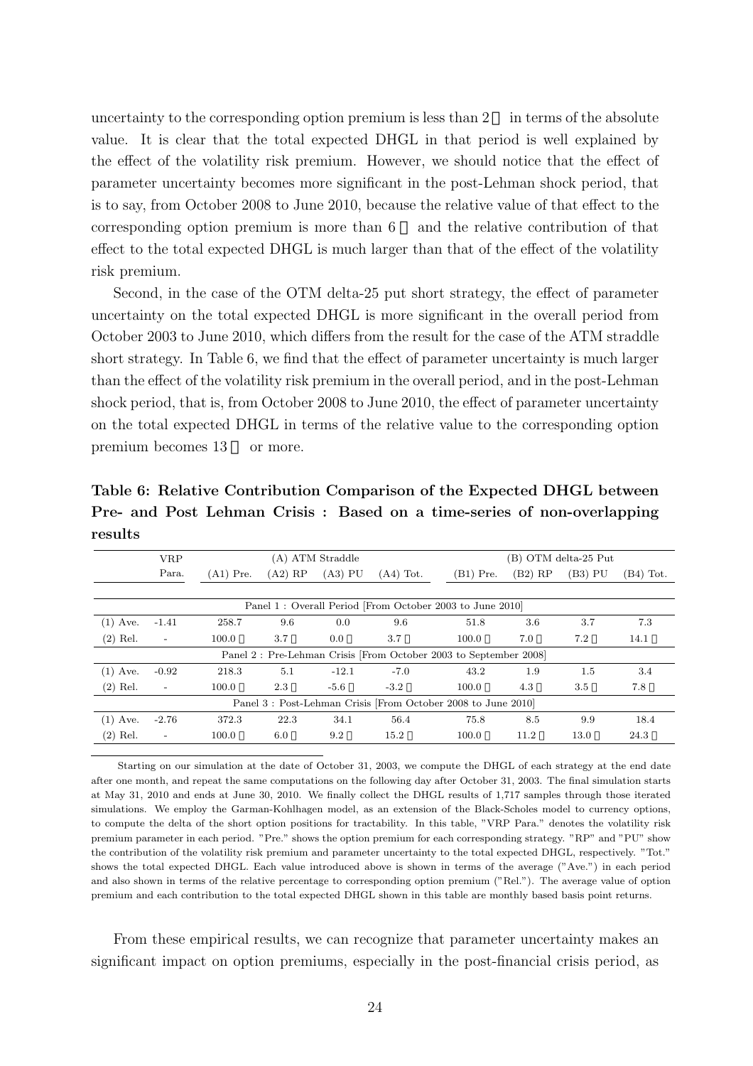uncertainty to the corresponding option premium is less than 2％ in terms of the absolute value. It is clear that the total expected DHGL in that period is well explained by the effect of the volatility risk premium. However, we should notice that the effect of parameter uncertainty becomes more significant in the post-Lehman shock period, that is to say, from October 2008 to June 2010, because the relative value of that effect to the corresponding option premium is more than 6％ and the relative contribution of that effect to the total expected DHGL is much larger than that of the effect of the volatility risk premium.

Second, in the case of the OTM delta-25 put short strategy, the effect of parameter uncertainty on the total expected DHGL is more significant in the overall period from October 2003 to June 2010, which differs from the result for the case of the ATM straddle short strategy. In Table 6, we find that the effect of parameter uncertainty is much larger than the effect of the volatility risk premium in the overall period, and in the post-Lehman shock period, that is, from October 2008 to June 2010, the effect of parameter uncertainty on the total expected DHGL in terms of the relative value to the corresponding option premium becomes 13％ or more.

**Table 6: Relative Contribution Comparison of the Expected DHGL between Pre- and Post Lehman Crisis : Based on a time-series of non-overlapping results**

| | VRP | (A) ATM Straddle | | | | (B) OTM delta-25 Put | | | |
|---|---|---|---|---|---|---|---|---|---|
| | Para. | (A1) Pre. | (A2) RP | (A3) PU | (A4) Tot. | (B1) Pre. | (B2) RP | (B3) PU | (B4) Tot. |
| Panel 1 : Overall Period [From October 2003 to June 2010] | | | | | | | | | |
| (1) Ave. | -1.41 | 258.7 | 9.6 | 0.0 | 9.6 | 51.8 | 3.6 | 3.7 | 7.3 |
| (2) Rel. | - | 100.0％ | 3.7％ | 0.0％ | 3.7％ | 100.0％ | 7.0％ | 7.2％ | 14.1％ |
| Panel 2 : Pre-Lehman Crisis [From October 2003 to September 2008] | | | | | | | | | |
| (1) Ave. | -0.92 | 218.3 | 5.1 | -12.1 | -7.0 | 43.2 | 1.9 | 1.5 | 3.4 |
| (2) Rel. | - | 100.0％ | 2.3％ | -5.6％ | -3.2％ | 100.0％ | 4.3％ | 3.5％ | 7.8％ |
| Panel 3 : Post-Lehman Crisis [From October 2008 to June 2010] | | | | | | | | | |
| (1) Ave. | -2.76 | 372.3 | 22.3 | 34.1 | 56.4 | 75.8 | 8.5 | 9.9 | 18.4 |
| (2) Rel. | - | 100.0％ | 6.0％ | 9.2％ | 15.2％ | 100.0％ | 11.2％ | 13.0％ | 24.3％ |

Starting on our simulation at the date of October 31, 2003, we compute the DHGL of each strategy at the end date after one month, and repeat the same computations on the following day after October 31, 2003. The final simulation starts at May 31, 2010 and ends at June 30, 2010. We finally collect the DHGL results of 1,717 samples through those iterated simulations. We employ the Garman-Kohlhagen model, as an extension of the Black-Scholes model to currency options, to compute the delta of the short option positions for tractability. In this table, "VRP Para." denotes the volatility risk premium parameter in each period. "Pre." shows the option premium for each corresponding strategy. "RP" and "PU" show the contribution of the volatility risk premium and parameter uncertainty to the total expected DHGL, respectively. "Tot." shows the total expected DHGL. Each value introduced above is shown in terms of the average ("Ave.") in each period and also shown in terms of the relative percentage to corresponding option premium ("Rel."). The average value of option premium and each contribution to the total expected DHGL shown in this table are monthly based basis point returns.

From these empirical results, we can recognize that parameter uncertainty makes an significant impact on option premiums, especially in the post-financial crisis period, as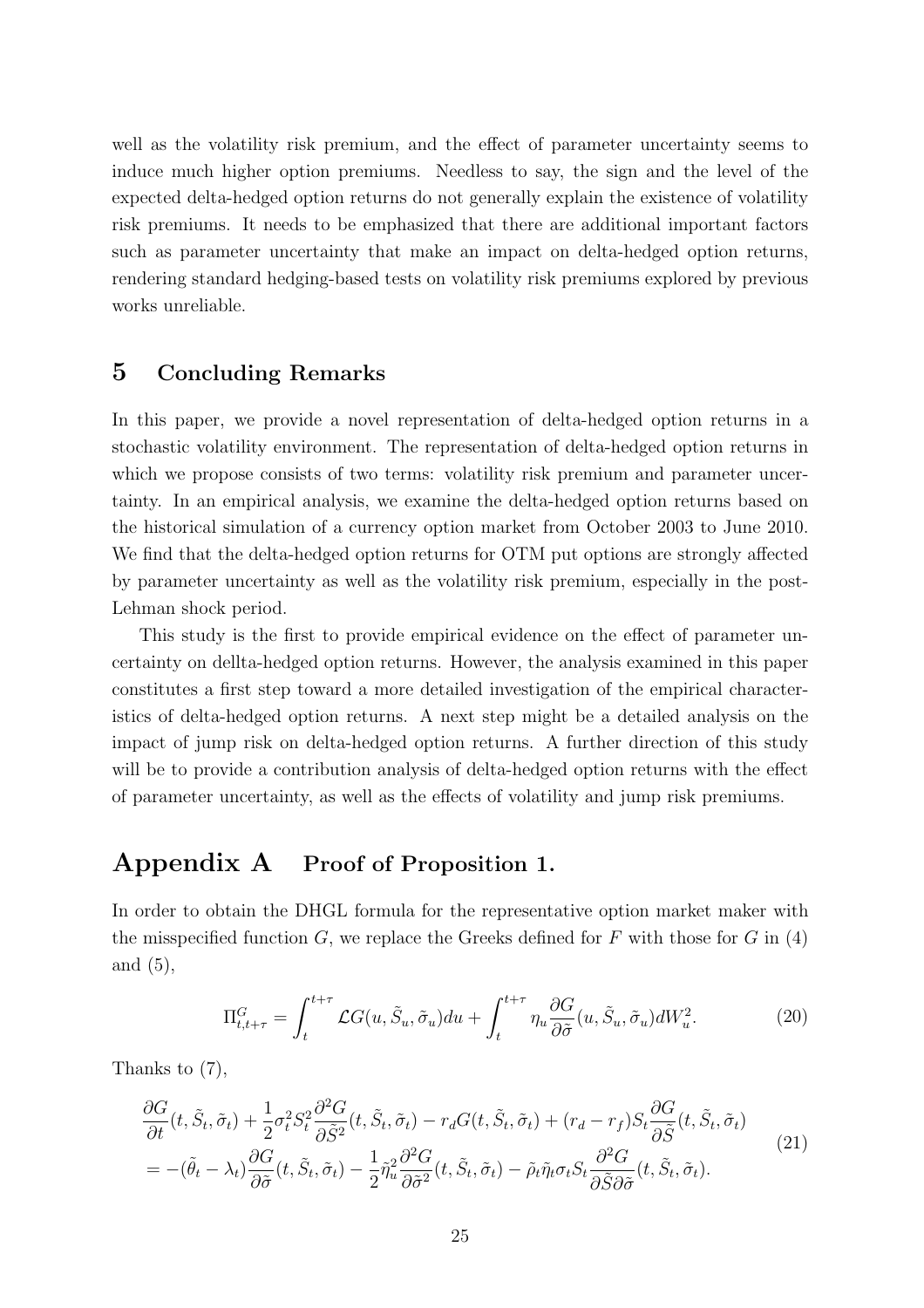well as the volatility risk premium, and the effect of parameter uncertainty seems to induce much higher option premiums. Needless to say, the sign and the level of the expected delta-hedged option returns do not generally explain the existence of volatility risk premiums. It needs to be emphasized that there are additional important factors such as parameter uncertainty that make an impact on delta-hedged option returns, rendering standard hedging-based tests on volatility risk premiums explored by previous works unreliable.

## 5 Concluding Remarks

In this paper, we provide a novel representation of delta-hedged option returns in a stochastic volatility environment. The representation of delta-hedged option returns in which we propose consists of two terms: volatility risk premium and parameter uncertainty. In an empirical analysis, we examine the delta-hedged option returns based on the historical simulation of a currency option market from October 2003 to June 2010. We find that the delta-hedged option returns for OTM put options are strongly affected by parameter uncertainty as well as the volatility risk premium, especially in the post-Lehman shock period.

This study is the first to provide empirical evidence on the effect of parameter uncertainty on dellta-hedged option returns. However, the analysis examined in this paper constitutes a first step toward a more detailed investigation of the empirical characteristics of delta-hedged option returns. A next step might be a detailed analysis on the impact of jump risk on delta-hedged option returns. A further direction of this study will be to provide a contribution analysis of delta-hedged option returns with the effect of parameter uncertainty, as well as the effects of volatility and jump risk premiums.

# Appendix A Proof of Proposition 1.

In order to obtain the DHGL formula for the representative option market maker with the misspecified function $G$, we replace the Greeks defined for $F$ with those for $G$ in (4) and (5),

$$\Pi^G_{t,t+\tau} = \int_t^{t+\tau} \mathcal{L}G(u, \tilde{S}_u, \tilde{\sigma}_u)du + \int_t^{t+\tau} \eta_u \frac{\partial G}{\partial \tilde{\sigma}}(u, \tilde{S}_u, \tilde{\sigma}_u)dW^2_u. \tag{20}$$

Thanks to (7),

$$\begin{aligned}
&\frac{\partial G}{\partial t}(t, \tilde{S}_t, \tilde{\sigma}_t) + \frac{1}{2}\sigma_t^2 S_t^2 \frac{\partial^2 G}{\partial \tilde{S}^2}(t, \tilde{S}_t, \tilde{\sigma}_t) - r_d G(t, \tilde{S}_t, \tilde{\sigma}_t) + (r_d - r_f) S_t \frac{\partial G}{\partial \tilde{S}}(t, \tilde{S}_t, \tilde{\sigma}_t) \\
&= -(\tilde{\theta}_t - \lambda_t)\frac{\partial G}{\partial \tilde{\sigma}}(t, \tilde{S}_t, \tilde{\sigma}_t) - \frac{1}{2}\tilde{\eta}_u^2 \frac{\partial^2 G}{\partial \tilde{\sigma}^2}(t, \tilde{S}_t, \tilde{\sigma}_t) - \tilde{\rho}_t \tilde{\eta}_t \sigma_t S_t \frac{\partial^2 G}{\partial \tilde{S} \partial \tilde{\sigma}}(t, \tilde{S}_t, \tilde{\sigma}_t).
\end{aligned} \tag{21}$$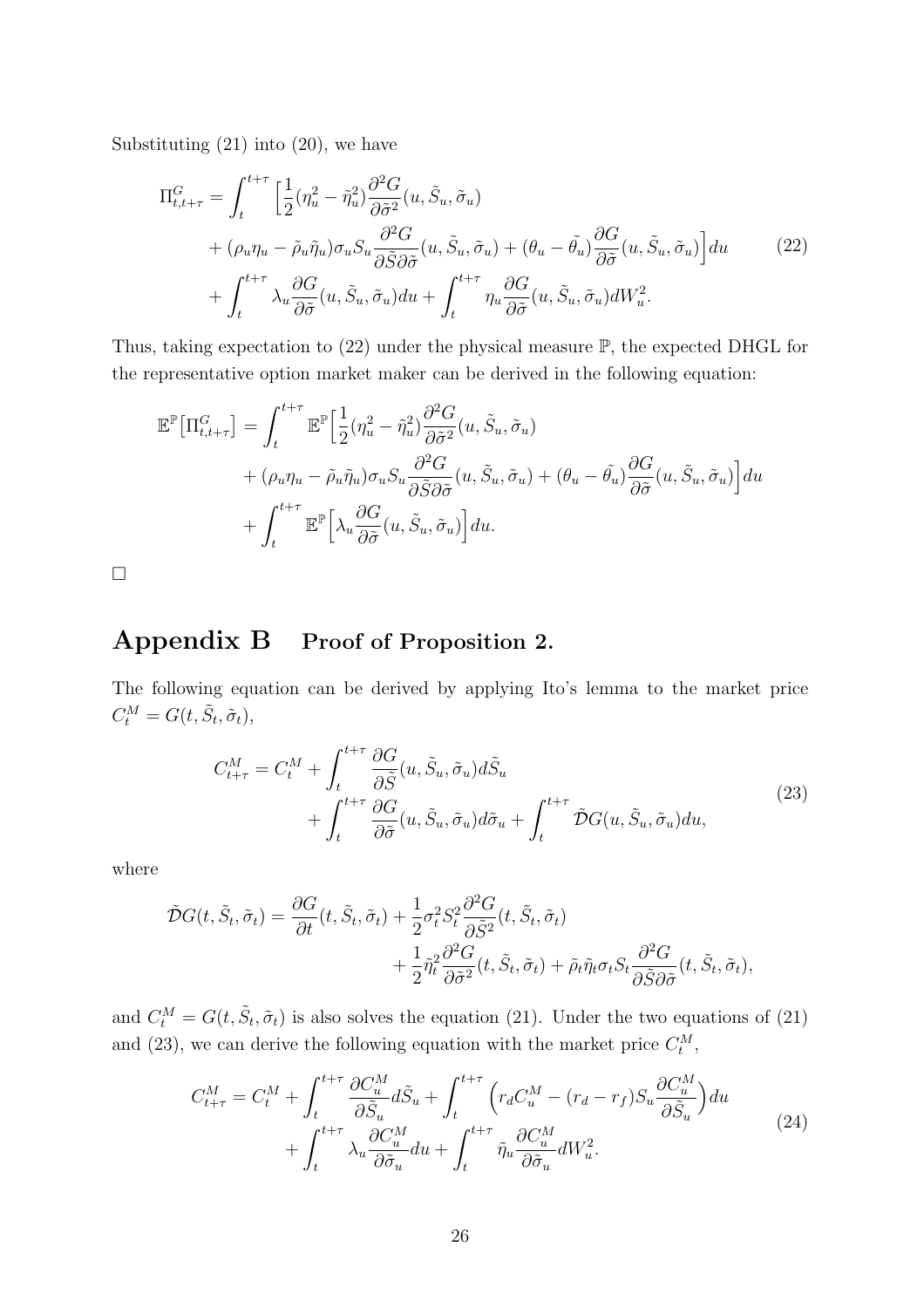Substituting (21) into (20), we have

$$
\begin{aligned}
\Pi^G_{t,t+\tau} = &\int_t^{t+\tau} \Big[\frac{1}{2}(\eta_u^2 - \tilde{\eta}_u^2)\frac{\partial^2 G}{\partial \tilde{\sigma}^2}(u, \tilde{S}_u, \tilde{\sigma}_u) \\
&+ (\rho_u \eta_u - \tilde{\rho}_u \tilde{\eta}_u)\sigma_u S_u \frac{\partial^2 G}{\partial \tilde{S} \partial \tilde{\sigma}}(u, \tilde{S}_u, \tilde{\sigma}_u) + (\theta_u - \tilde{\theta_u})\frac{\partial G}{\partial \tilde{\sigma}}(u, \tilde{S}_u, \tilde{\sigma}_u)\Big] du \\
&+ \int_t^{t+\tau} \lambda_u \frac{\partial G}{\partial \tilde{\sigma}}(u, \tilde{S}_u, \tilde{\sigma}_u) du + \int_t^{t+\tau} \eta_u \frac{\partial G}{\partial \tilde{\sigma}}(u, \tilde{S}_u, \tilde{\sigma}_u) dW_u^2.
\end{aligned} \tag{22}
$$

Thus, taking expectation to (22) under the physical measure $\mathbb{P}$, the expected DHGL for the representative option market maker can be derived in the following equation:

$$
\begin{aligned}
\mathbb{E}^{\mathbb{P}}\big[\Pi^G_{t,t+\tau}\big] = &\int_t^{t+\tau} \mathbb{E}^{\mathbb{P}}\Big[\frac{1}{2}(\eta_u^2 - \tilde{\eta}_u^2)\frac{\partial^2 G}{\partial \tilde{\sigma}^2}(u, \tilde{S}_u, \tilde{\sigma}_u) \\
&+ (\rho_u \eta_u - \tilde{\rho}_u \tilde{\eta}_u)\sigma_u S_u \frac{\partial^2 G}{\partial \tilde{S} \partial \tilde{\sigma}}(u, \tilde{S}_u, \tilde{\sigma}_u) + (\theta_u - \tilde{\theta_u})\frac{\partial G}{\partial \tilde{\sigma}}(u, \tilde{S}_u, \tilde{\sigma}_u)\Big] du \\
&+ \int_t^{t+\tau} \mathbb{E}^{\mathbb{P}}\Big[\lambda_u \frac{\partial G}{\partial \tilde{\sigma}}(u, \tilde{S}_u, \tilde{\sigma}_u)\Big] du.
\end{aligned}
$$

□

# Appendix B  Proof of Proposition 2.

The following equation can be derived by applying Ito's lemma to the market price $C_t^M = G(t, \tilde{S}_t, \tilde{\sigma}_t)$,

$$
\begin{aligned}
C^M_{t+\tau} = C_t^M &+ \int_t^{t+\tau} \frac{\partial G}{\partial \tilde{S}}(u, \tilde{S}_u, \tilde{\sigma}_u) d\tilde{S}_u \\
&+ \int_t^{t+\tau} \frac{\partial G}{\partial \tilde{\sigma}}(u, \tilde{S}_u, \tilde{\sigma}_u) d\tilde{\sigma}_u + \int_t^{t+\tau} \tilde{\mathcal{D}} G(u, \tilde{S}_u, \tilde{\sigma}_u) du,
\end{aligned} \tag{23}
$$

where

$$
\begin{aligned}
\tilde{\mathcal{D}} G(t, \tilde{S}_t, \tilde{\sigma}_t) = \frac{\partial G}{\partial t}(t, \tilde{S}_t, \tilde{\sigma}_t) &+ \frac{1}{2}\sigma_t^2 S_t^2 \frac{\partial^2 G}{\partial \tilde{S}^2}(t, \tilde{S}_t, \tilde{\sigma}_t) \\
&+ \frac{1}{2}\tilde{\eta}_t^2 \frac{\partial^2 G}{\partial \tilde{\sigma}^2}(t, \tilde{S}_t, \tilde{\sigma}_t) + \tilde{\rho}_t \tilde{\eta}_t \sigma_t S_t \frac{\partial^2 G}{\partial \tilde{S} \partial \tilde{\sigma}}(t, \tilde{S}_t, \tilde{\sigma}_t),
\end{aligned}
$$

and $C_t^M = G(t, \tilde{S}_t, \tilde{\sigma}_t)$ is also solves the equation (21). Under the two equations of (21) and (23), we can derive the following equation with the market price $C_t^M$,

$$
\begin{aligned}
C^M_{t+\tau} = C_t^M &+ \int_t^{t+\tau} \frac{\partial C_u^M}{\partial \tilde{S}_u} d\tilde{S}_u + \int_t^{t+\tau} \Big(r_d C_u^M - (r_d - r_f) S_u \frac{\partial C_u^M}{\partial \tilde{S}_u}\Big) du \\
&+ \int_t^{t+\tau} \lambda_u \frac{\partial C_u^M}{\partial \tilde{\sigma}_u} du + \int_t^{t+\tau} \tilde{\eta}_u \frac{\partial C_u^M}{\partial \tilde{\sigma}_u} dW_u^2.
\end{aligned} \tag{24}
$$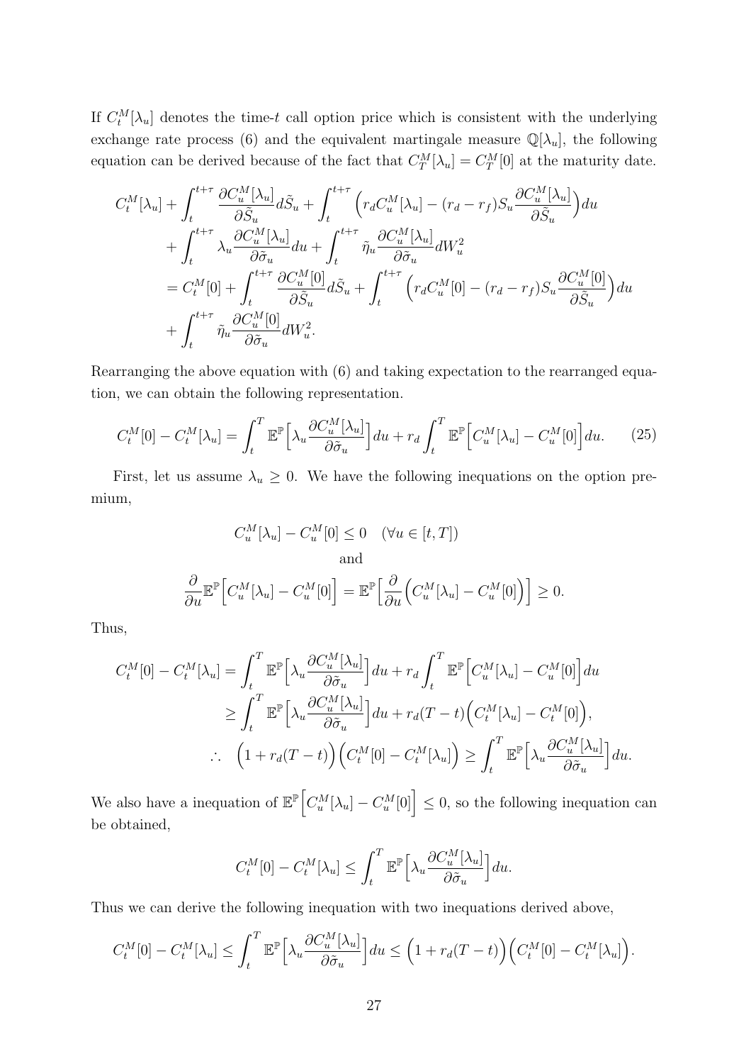If $C_t^M[\lambda_u]$ denotes the time-$t$ call option price which is consistent with the underlying exchange rate process (6) and the equivalent martingale measure $\mathbb{Q}[\lambda_u]$, the following equation can be derived because of the fact that $C_T^M[\lambda_u] = C_T^M[0]$ at the maturity date.

$$
\begin{aligned}
&C_t^M[\lambda_u] + \int_t^{t+\tau} \frac{\partial C_u^M[\lambda_u]}{\partial \tilde{S}_u} d\tilde{S}_u + \int_t^{t+\tau} \Big( r_d C_u^M[\lambda_u] - (r_d - r_f) S_u \frac{\partial C_u^M[\lambda_u]}{\partial \tilde{S}_u} \Big) du \\
&+ \int_t^{t+\tau} \lambda_u \frac{\partial C_u^M[\lambda_u]}{\partial \tilde{\sigma}_u} du + \int_t^{t+\tau} \tilde{\eta}_u \frac{\partial C_u^M[\lambda_u]}{\partial \tilde{\sigma}_u} dW_u^2 \\
&= C_t^M[0] + \int_t^{t+\tau} \frac{\partial C_u^M[0]}{\partial \tilde{S}_u} d\tilde{S}_u + \int_t^{t+\tau} \Big( r_d C_u^M[0] - (r_d - r_f) S_u \frac{\partial C_u^M[0]}{\partial \tilde{S}_u} \Big) du \\
&+ \int_t^{t+\tau} \tilde{\eta}_u \frac{\partial C_u^M[0]}{\partial \tilde{\sigma}_u} dW_u^2.
\end{aligned}
$$

Rearranging the above equation with (6) and taking expectation to the rearranged equation, we can obtain the following representation.

$$
C_t^M[0] - C_t^M[\lambda_u] = \int_t^T \mathbb{E}^{\mathbb{P}}\Big[ \lambda_u \frac{\partial C_u^M[\lambda_u]}{\partial \tilde{\sigma}_u} \Big] du + r_d \int_t^T \mathbb{E}^{\mathbb{P}}\Big[ C_u^M[\lambda_u] - C_u^M[0] \Big] du. \tag{25}
$$

First, let us assume $\lambda_u \geq 0$. We have the following inequations on the option premium,

$$
C_u^M[\lambda_u] - C_u^M[0] \leq 0 \quad (\forall u \in [t, T])
$$

and

$$
\frac{\partial}{\partial u} \mathbb{E}^{\mathbb{P}}\Big[ C_u^M[\lambda_u] - C_u^M[0] \Big] = \mathbb{E}^{\mathbb{P}}\Big[ \frac{\partial}{\partial u} \Big( C_u^M[\lambda_u] - C_u^M[0] \Big) \Big] \geq 0.
$$

Thus,

$$
\begin{aligned}
C_t^M[0] - C_t^M[\lambda_u] &= \int_t^T \mathbb{E}^{\mathbb{P}}\Big[ \lambda_u \frac{\partial C_u^M[\lambda_u]}{\partial \tilde{\sigma}_u} \Big] du + r_d \int_t^T \mathbb{E}^{\mathbb{P}}\Big[ C_u^M[\lambda_u] - C_u^M[0] \Big] du \\
&\geq \int_t^T \mathbb{E}^{\mathbb{P}}\Big[ \lambda_u \frac{\partial C_u^M[\lambda_u]}{\partial \tilde{\sigma}_u} \Big] du + r_d (T-t) \Big( C_t^M[\lambda_u] - C_t^M[0] \Big), \\
\therefore \quad \Big( 1 + r_d (T-t) \Big) \Big( C_t^M[0] - C_t^M[\lambda_u] \Big) &\geq \int_t^T \mathbb{E}^{\mathbb{P}}\Big[ \lambda_u \frac{\partial C_u^M[\lambda_u]}{\partial \tilde{\sigma}_u} \Big] du.
\end{aligned}
$$

We also have a inequation of $\mathbb{E}^{\mathbb{P}}\Big[ C_u^M[\lambda_u] - C_u^M[0] \Big] \leq 0$, so the following inequation can be obtained,

$$
C_t^M[0] - C_t^M[\lambda_u] \leq \int_t^T \mathbb{E}^{\mathbb{P}}\Big[ \lambda_u \frac{\partial C_u^M[\lambda_u]}{\partial \tilde{\sigma}_u} \Big] du.
$$

Thus we can derive the following inequation with two inequations derived above,

$$
C_t^M[0] - C_t^M[\lambda_u] \leq \int_t^T \mathbb{E}^{\mathbb{P}}\Big[ \lambda_u \frac{\partial C_u^M[\lambda_u]}{\partial \tilde{\sigma}_u} \Big] du \leq \Big( 1 + r_d (T-t) \Big) \Big( C_t^M[0] - C_t^M[\lambda_u] \Big).
$$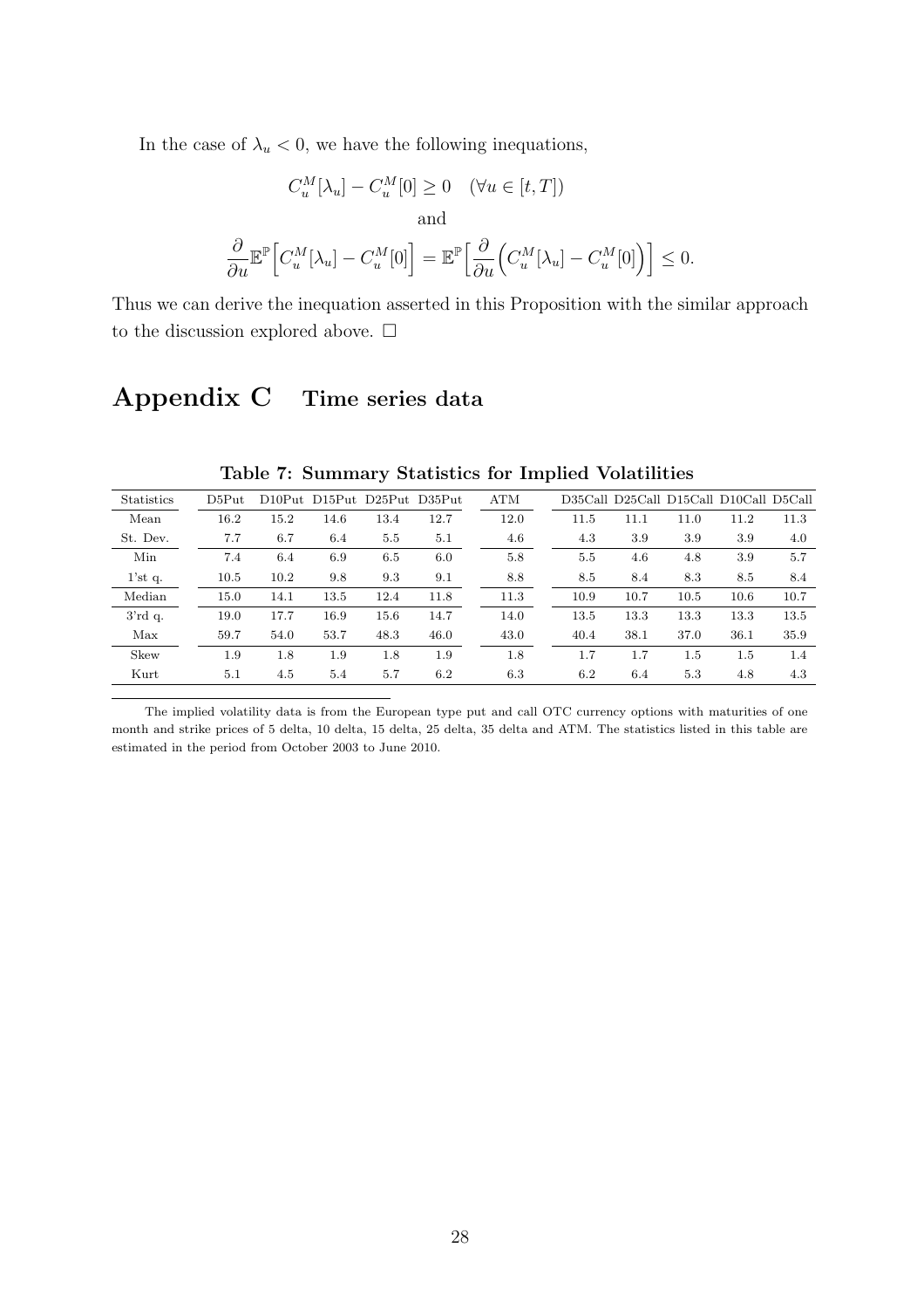In the case of $\lambda_u < 0$, we have the following inequations,

$$C_u^M[\lambda_u] - C_u^M[0] \geq 0 \quad (\forall u \in [t, T])$$

and

$$\frac{\partial}{\partial u}\mathbb{E}^{\mathbb{P}}\Big[C_u^M[\lambda_u] - C_u^M[0]\Big] = \mathbb{E}^{\mathbb{P}}\Big[\frac{\partial}{\partial u}\Big(C_u^M[\lambda_u] - C_u^M[0]\Big)\Big] \leq 0.$$

Thus we can derive the inequation asserted in this Proposition with the similar approach to the discussion explored above. □

# Appendix C Time series data

**Table 7: Summary Statistics for Implied Volatilities**

| Statistics | D5Put | D10Put | D15Put | D25Put | D35Put | ATM | D35Call | D25Call | D15Call | D10Call | D5Call |
|---|---|---|---|---|---|---|---|---|---|---|---|
| Mean | 16.2 | 15.2 | 14.6 | 13.4 | 12.7 | 12.0 | 11.5 | 11.1 | 11.0 | 11.2 | 11.3 |
| St. Dev. | 7.7 | 6.7 | 6.4 | 5.5 | 5.1 | 4.6 | 4.3 | 3.9 | 3.9 | 3.9 | 4.0 |
| Min | 7.4 | 6.4 | 6.9 | 6.5 | 6.0 | 5.8 | 5.5 | 4.6 | 4.8 | 3.9 | 5.7 |
| 1'st q. | 10.5 | 10.2 | 9.8 | 9.3 | 9.1 | 8.8 | 8.5 | 8.4 | 8.3 | 8.5 | 8.4 |
| Median | 15.0 | 14.1 | 13.5 | 12.4 | 11.8 | 11.3 | 10.9 | 10.7 | 10.5 | 10.6 | 10.7 |
| 3'rd q. | 19.0 | 17.7 | 16.9 | 15.6 | 14.7 | 14.0 | 13.5 | 13.3 | 13.3 | 13.3 | 13.5 |
| Max | 59.7 | 54.0 | 53.7 | 48.3 | 46.0 | 43.0 | 40.4 | 38.1 | 37.0 | 36.1 | 35.9 |
| Skew | 1.9 | 1.8 | 1.9 | 1.8 | 1.9 | 1.8 | 1.7 | 1.7 | 1.5 | 1.5 | 1.4 |
| Kurt | 5.1 | 4.5 | 5.4 | 5.7 | 6.2 | 6.3 | 6.2 | 6.4 | 5.3 | 4.8 | 4.3 |

The implied volatility data is from the European type put and call OTC currency options with maturities of one month and strike prices of 5 delta, 10 delta, 15 delta, 25 delta, 35 delta and ATM. The statistics listed in this table are estimated in the period from October 2003 to June 2010.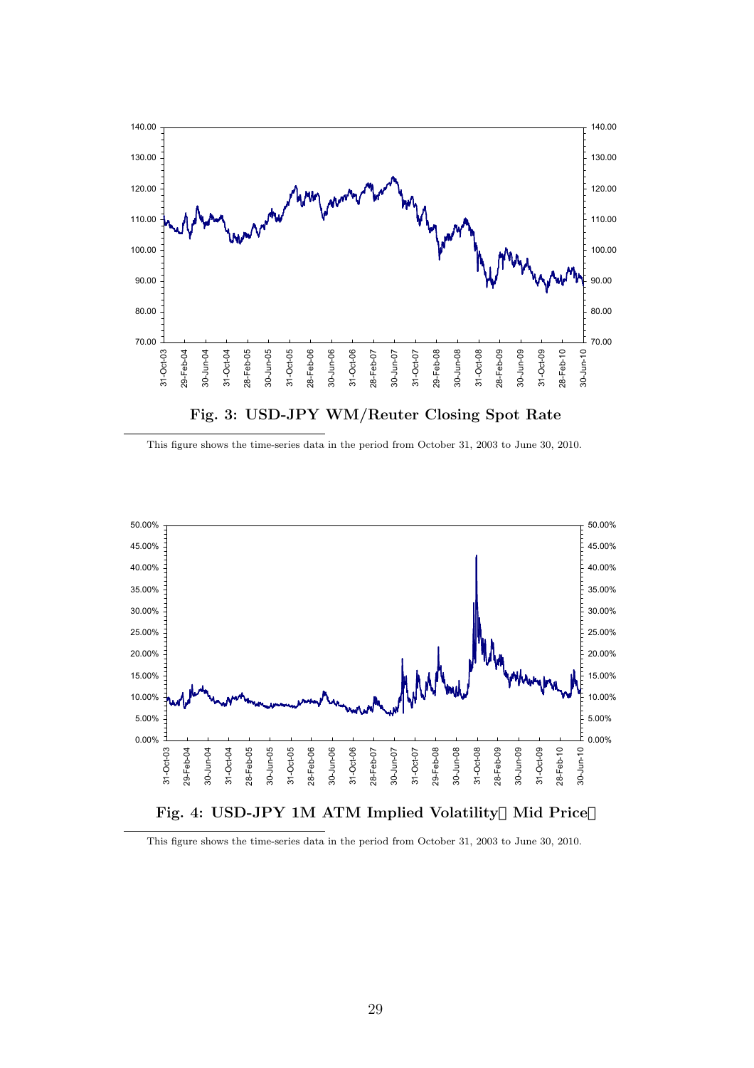**Fig. 3: USD-JPY WM/Reuter Closing Spot Rate**

This figure shows the time-series data in the period from October 31, 2003 to June 30, 2010.

**Fig. 4: USD-JPY 1M ATM Implied Volatility（Mid Price）**

This figure shows the time-series data in the period from October 31, 2003 to June 30, 2010.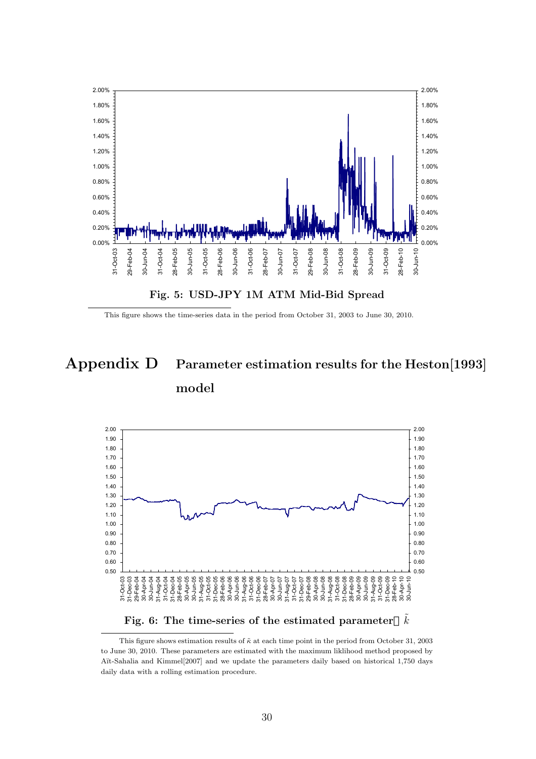**Fig. 5: USD-JPY 1M ATM Mid-Bid Spread**

This figure shows the time-series data in the period from October 31, 2003 to June 30, 2010.

# Appendix D Parameter estimation results for the Heston[1993] model

**Fig. 6: The time-series of the estimated parameter $\tilde{k}$**

This figure shows estimation results of $\tilde{\kappa}$ at each time point in the period from October 31, 2003 to June 30, 2010. These parameters are estimated with the maximum liklihood method proposed by Aït-Sahalia and Kimmel[2007] and we update the parameters daily based on historical 1,750 days daily data with a rolling estimation procedure.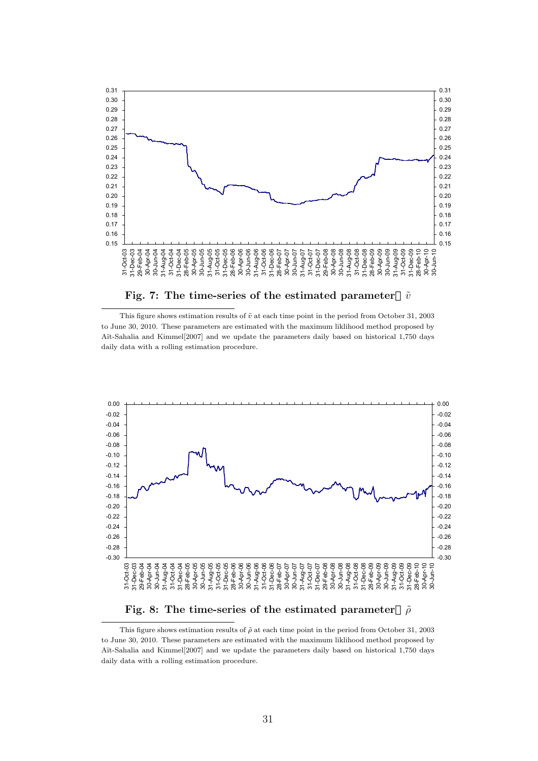**Fig. 7: The time-series of the estimated parameter $\tilde{v}$**

This figure shows estimation results of $\tilde{v}$ at each time point in the period from October 31, 2003 to June 30, 2010. These parameters are estimated with the maximum liklihood method proposed by Aït-Sahalia and Kimmel[2007] and we update the parameters daily based on historical 1,750 days daily data with a rolling estimation procedure.

**Fig. 8: The time-series of the estimated parameter $\tilde{\rho}$**

This figure shows estimation results of $\tilde{\rho}$ at each time point in the period from October 31, 2003 to June 30, 2010. These parameters are estimated with the maximum liklihood method proposed by Aït-Sahalia and Kimmel[2007] and we update the parameters daily based on historical 1,750 days daily data with a rolling estimation procedure.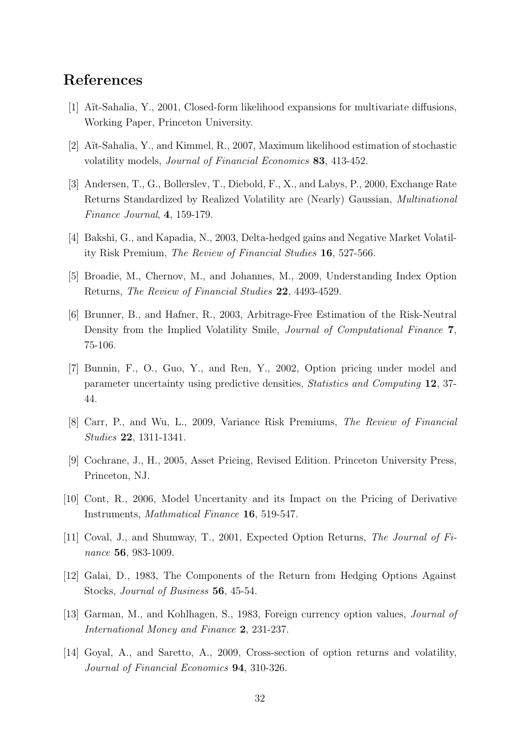## References

[1] Aït-Sahalia, Y., 2001, Closed-form likelihood expansions for multivariate diffusions, Working Paper, Princeton University.

[2] Aït-Sahalia, Y., and Kimmel, R., 2007, Maximum likelihood estimation of stochastic volatility models, *Journal of Financial Economics* **83**, 413-452.

[3] Andersen, T., G., Bollerslev, T., Diebold, F., X., and Labys, P., 2000, Exchange Rate Returns Standardized by Realized Volatility are (Nearly) Gaussian, *Multinational Finance Journal*, **4**, 159-179.

[4] Bakshi, G., and Kapadia, N., 2003, Delta-hedged gains and Negative Market Volatility Risk Premium, *The Review of Financial Studies* **16**, 527-566.

[5] Broadie, M., Chernov, M., and Johannes, M., 2009, Understanding Index Option Returns, *The Review of Financial Studies* **22**, 4493-4529.

[6] Brunner, B., and Hafner, R., 2003, Arbitrage-Free Estimation of the Risk-Neutral Density from the Implied Volatility Smile, *Journal of Computational Finance* **7**, 75-106.

[7] Bunnin, F., O., Guo, Y., and Ren, Y., 2002, Option pricing under model and parameter uncertainty using predictive densities, *Statistics and Computing* **12**, 37-44.

[8] Carr, P., and Wu, L., 2009, Variance Risk Premiums, *The Review of Financial Studies* **22**, 1311-1341.

[9] Cochrane, J., H., 2005, Asset Pricing, Revised Edition. Princeton University Press, Princeton, NJ.

[10] Cont, R., 2006, Model Uncertanity and its Impact on the Pricing of Derivative Instruments, *Mathmatical Finance* **16**, 519-547.

[11] Coval, J., and Shumway, T., 2001, Expected Option Returns, *The Journal of Finance* **56**, 983-1009.

[12] Galai, D., 1983, The Components of the Return from Hedging Options Against Stocks, *Journal of Business* **56**, 45-54.

[13] Garman, M., and Kohlhagen, S., 1983, Foreign currency option values, *Journal of International Money and Finance* **2**, 231-237.

[14] Goyal, A., and Saretto, A., 2009, Cross-section of option returns and volatility, *Journal of Financial Economics* **94**, 310-326.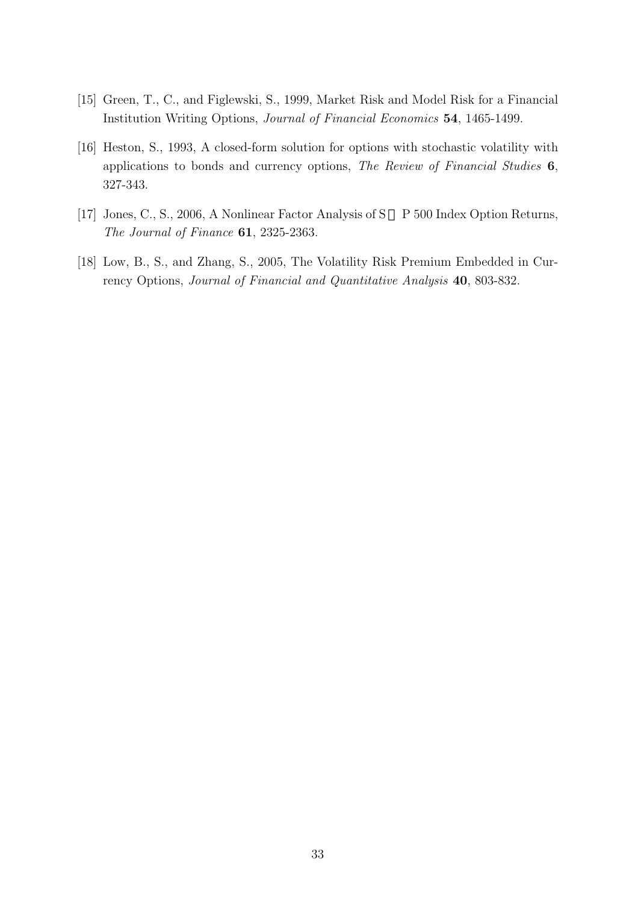[15] Green, T., C., and Figlewski, S., 1999, Market Risk and Model Risk for a Financial Institution Writing Options, *Journal of Financial Economics* **54**, 1465-1499.

[16] Heston, S., 1993, A closed-form solution for options with stochastic volatility with applications to bonds and currency options, *The Review of Financial Studies* **6**, 327-343.

[17] Jones, C., S., 2006, A Nonlinear Factor Analysis of S P 500 Index Option Returns, *The Journal of Finance* **61**, 2325-2363.

[18] Low, B., S., and Zhang, S., 2005, The Volatility Risk Premium Embedded in Currency Options, *Journal of Financial and Quantitative Analysis* **40**, 803-832.